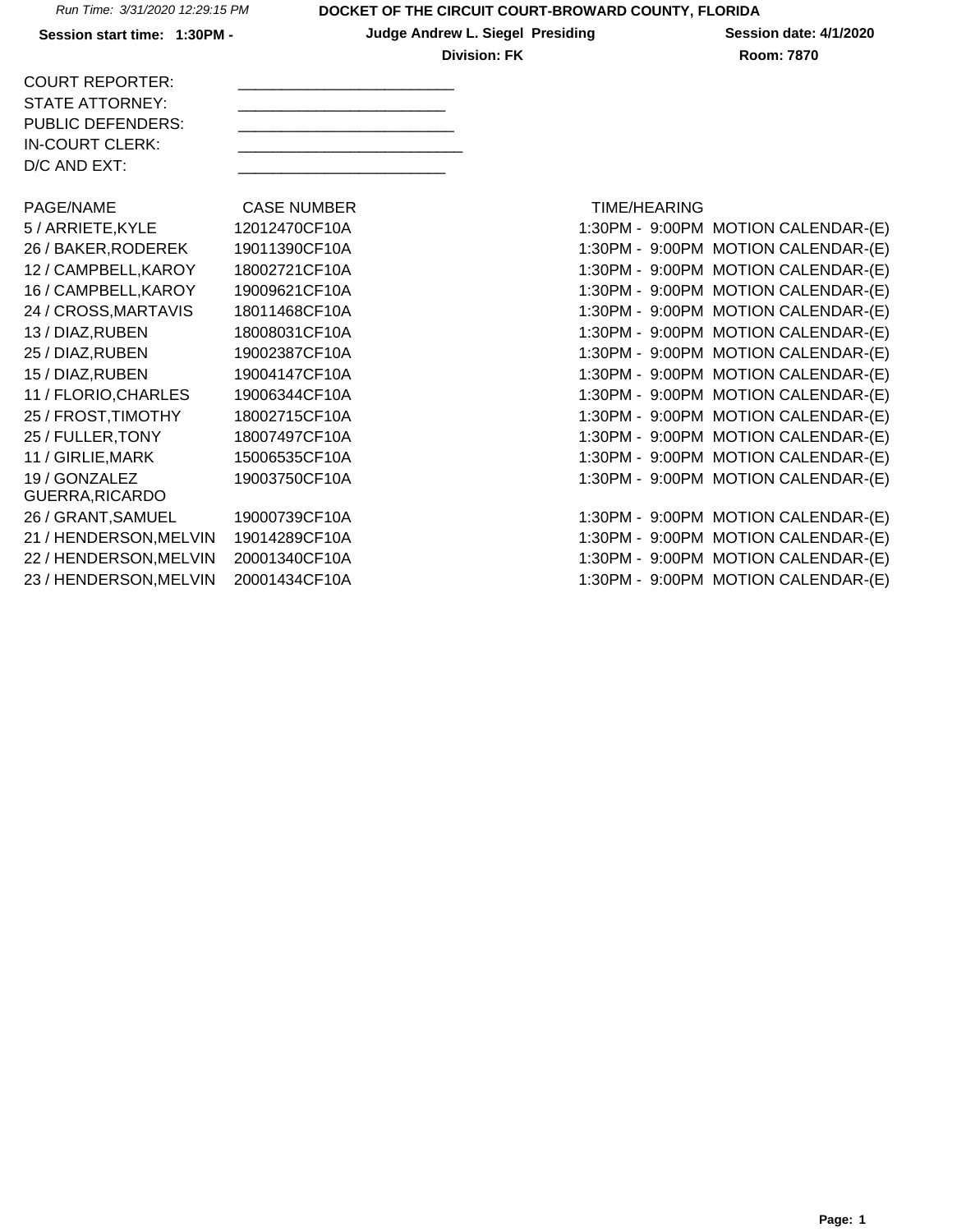Run Time: 3/31/2020 12:29:15 PM

# DOCKET OF THE CIRCUIT COURT-BROWARD COUNTY, FLORIDA

**Session start time: 1:30PM -** | **Judge Andrew L. Siegel Presiding** | **Session date: 4/1/2020**

**Division: FK** | **Room: 7870**

COURT REPORTER: ________________________

STATE ATTORNEY: ________________________

PUBLIC DEFENDERS: ________________________

IN-COURT CLERK: ________________________

D/C AND EXT: ________________________

| PAGE/NAME | CASE NUMBER | TIME/HEARING |
|---|---|---|
| 5 / ARRIETE,KYLE | 12012470CF10A | 1:30PM - 9:00PM MOTION CALENDAR-(E) |
| 26 / BAKER,RODEREK | 19011390CF10A | 1:30PM - 9:00PM MOTION CALENDAR-(E) |
| 12 / CAMPBELL,KAROY | 18002721CF10A | 1:30PM - 9:00PM MOTION CALENDAR-(E) |
| 16 / CAMPBELL,KAROY | 19009621CF10A | 1:30PM - 9:00PM MOTION CALENDAR-(E) |
| 24 / CROSS,MARTAVIS | 18011468CF10A | 1:30PM - 9:00PM MOTION CALENDAR-(E) |
| 13 / DIAZ,RUBEN | 18008031CF10A | 1:30PM - 9:00PM MOTION CALENDAR-(E) |
| 25 / DIAZ,RUBEN | 19002387CF10A | 1:30PM - 9:00PM MOTION CALENDAR-(E) |
| 15 / DIAZ,RUBEN | 19004147CF10A | 1:30PM - 9:00PM MOTION CALENDAR-(E) |
| 11 / FLORIO,CHARLES | 19006344CF10A | 1:30PM - 9:00PM MOTION CALENDAR-(E) |
| 25 / FROST,TIMOTHY | 18002715CF10A | 1:30PM - 9:00PM MOTION CALENDAR-(E) |
| 25 / FULLER,TONY | 18007497CF10A | 1:30PM - 9:00PM MOTION CALENDAR-(E) |
| 11 / GIRLIE,MARK | 15006535CF10A | 1:30PM - 9:00PM MOTION CALENDAR-(E) |
| 19 / GONZALEZ GUERRA,RICARDO | 19003750CF10A | 1:30PM - 9:00PM MOTION CALENDAR-(E) |
| 26 / GRANT,SAMUEL | 19000739CF10A | 1:30PM - 9:00PM MOTION CALENDAR-(E) |
| 21 / HENDERSON,MELVIN | 19014289CF10A | 1:30PM - 9:00PM MOTION CALENDAR-(E) |
| 22 / HENDERSON,MELVIN | 20001340CF10A | 1:30PM - 9:00PM MOTION CALENDAR-(E) |
| 23 / HENDERSON,MELVIN | 20001434CF10A | 1:30PM - 9:00PM MOTION CALENDAR-(E) |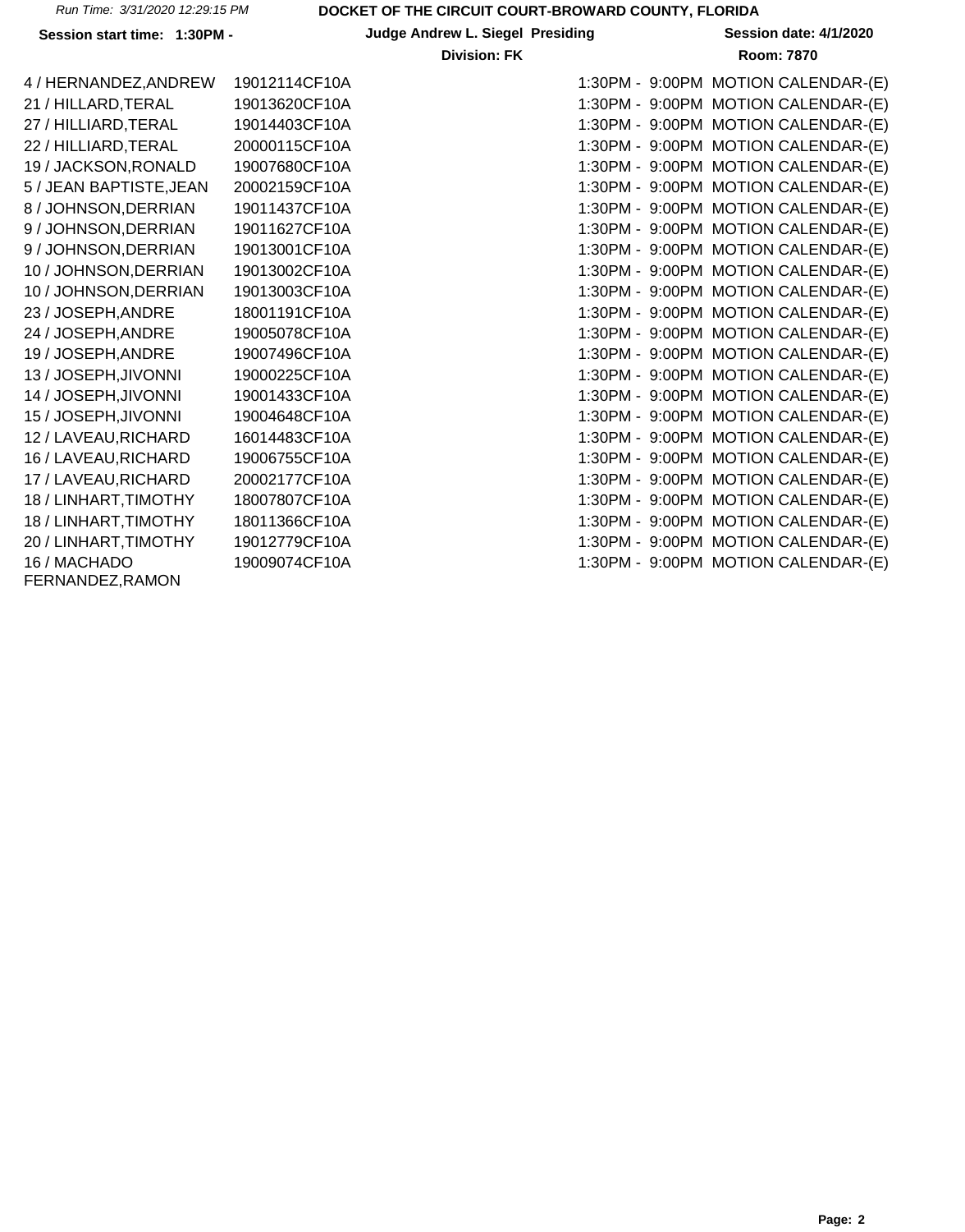Run Time: 3/31/2020 12:29:15 PM

**DOCKET OF THE CIRCUIT COURT-BROWARD COUNTY, FLORIDA**

**Session start time: 1:30PM -** **Judge Andrew L. Siegel Presiding** **Session date: 4/1/2020**

**Division: FK** **Room: 7870**

| | | | |
|---|---|---|---|
| 4 / HERNANDEZ,ANDREW | 19012114CF10A | 1:30PM - 9:00PM | MOTION CALENDAR-(E) |
| 21 / HILLARD,TERAL | 19013620CF10A | 1:30PM - 9:00PM | MOTION CALENDAR-(E) |
| 27 / HILLIARD,TERAL | 19014403CF10A | 1:30PM - 9:00PM | MOTION CALENDAR-(E) |
| 22 / HILLIARD,TERAL | 20000115CF10A | 1:30PM - 9:00PM | MOTION CALENDAR-(E) |
| 19 / JACKSON,RONALD | 19007680CF10A | 1:30PM - 9:00PM | MOTION CALENDAR-(E) |
| 5 / JEAN BAPTISTE,JEAN | 20002159CF10A | 1:30PM - 9:00PM | MOTION CALENDAR-(E) |
| 8 / JOHNSON,DERRIAN | 19011437CF10A | 1:30PM - 9:00PM | MOTION CALENDAR-(E) |
| 9 / JOHNSON,DERRIAN | 19011627CF10A | 1:30PM - 9:00PM | MOTION CALENDAR-(E) |
| 9 / JOHNSON,DERRIAN | 19013001CF10A | 1:30PM - 9:00PM | MOTION CALENDAR-(E) |
| 10 / JOHNSON,DERRIAN | 19013002CF10A | 1:30PM - 9:00PM | MOTION CALENDAR-(E) |
| 10 / JOHNSON,DERRIAN | 19013003CF10A | 1:30PM - 9:00PM | MOTION CALENDAR-(E) |
| 23 / JOSEPH,ANDRE | 18001191CF10A | 1:30PM - 9:00PM | MOTION CALENDAR-(E) |
| 24 / JOSEPH,ANDRE | 19005078CF10A | 1:30PM - 9:00PM | MOTION CALENDAR-(E) |
| 19 / JOSEPH,ANDRE | 19007496CF10A | 1:30PM - 9:00PM | MOTION CALENDAR-(E) |
| 13 / JOSEPH,JIVONNI | 19000225CF10A | 1:30PM - 9:00PM | MOTION CALENDAR-(E) |
| 14 / JOSEPH,JIVONNI | 19001433CF10A | 1:30PM - 9:00PM | MOTION CALENDAR-(E) |
| 15 / JOSEPH,JIVONNI | 19004648CF10A | 1:30PM - 9:00PM | MOTION CALENDAR-(E) |
| 12 / LAVEAU,RICHARD | 16014483CF10A | 1:30PM - 9:00PM | MOTION CALENDAR-(E) |
| 16 / LAVEAU,RICHARD | 19006755CF10A | 1:30PM - 9:00PM | MOTION CALENDAR-(E) |
| 17 / LAVEAU,RICHARD | 20002177CF10A | 1:30PM - 9:00PM | MOTION CALENDAR-(E) |
| 18 / LINHART,TIMOTHY | 18007807CF10A | 1:30PM - 9:00PM | MOTION CALENDAR-(E) |
| 18 / LINHART,TIMOTHY | 18011366CF10A | 1:30PM - 9:00PM | MOTION CALENDAR-(E) |
| 20 / LINHART,TIMOTHY | 19012779CF10A | 1:30PM - 9:00PM | MOTION CALENDAR-(E) |
| 16 / MACHADO FERNANDEZ,RAMON | 19009074CF10A | 1:30PM - 9:00PM | MOTION CALENDAR-(E) |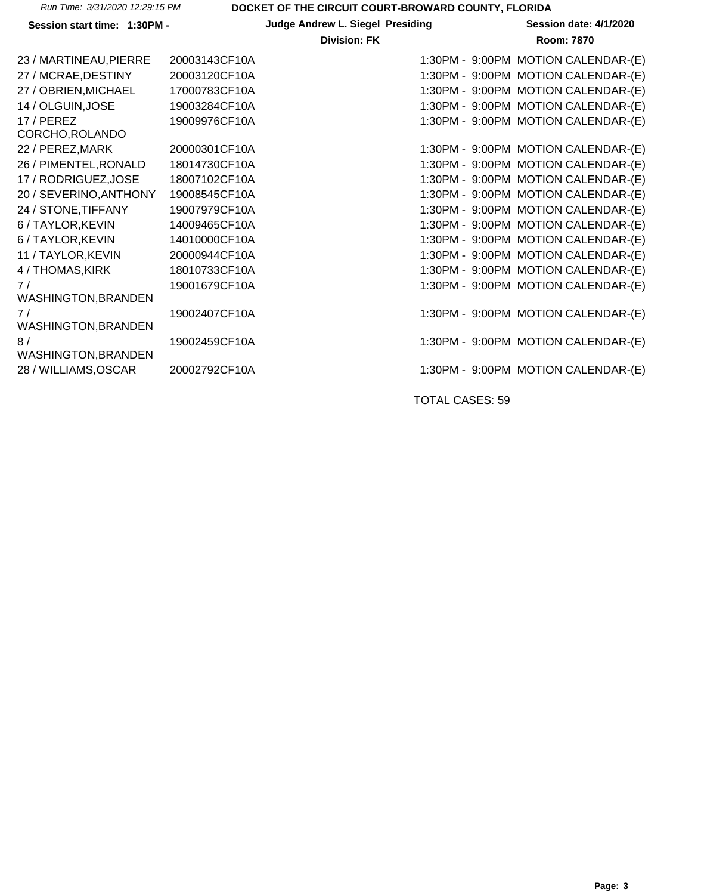| | | | |
|---|---|---|---|
| 23 / MARTINEAU,PIERRE | 20003143CF10A | 1:30PM - 9:00PM | MOTION CALENDAR-(E) |
| 27 / MCRAE,DESTINY | 20003120CF10A | 1:30PM - 9:00PM | MOTION CALENDAR-(E) |
| 27 / OBRIEN,MICHAEL | 17000783CF10A | 1:30PM - 9:00PM | MOTION CALENDAR-(E) |
| 14 / OLGUIN,JOSE | 19003284CF10A | 1:30PM - 9:00PM | MOTION CALENDAR-(E) |
| 17 / PEREZ CORCHO,ROLANDO | 19009976CF10A | 1:30PM - 9:00PM | MOTION CALENDAR-(E) |
| 22 / PEREZ,MARK | 20000301CF10A | 1:30PM - 9:00PM | MOTION CALENDAR-(E) |
| 26 / PIMENTEL,RONALD | 18014730CF10A | 1:30PM - 9:00PM | MOTION CALENDAR-(E) |
| 17 / RODRIGUEZ,JOSE | 18007102CF10A | 1:30PM - 9:00PM | MOTION CALENDAR-(E) |
| 20 / SEVERINO,ANTHONY | 19008545CF10A | 1:30PM - 9:00PM | MOTION CALENDAR-(E) |
| 24 / STONE,TIFFANY | 19007979CF10A | 1:30PM - 9:00PM | MOTION CALENDAR-(E) |
| 6 / TAYLOR,KEVIN | 14009465CF10A | 1:30PM - 9:00PM | MOTION CALENDAR-(E) |
| 6 / TAYLOR,KEVIN | 14010000CF10A | 1:30PM - 9:00PM | MOTION CALENDAR-(E) |
| 11 / TAYLOR,KEVIN | 20000944CF10A | 1:30PM - 9:00PM | MOTION CALENDAR-(E) |
| 4 / THOMAS,KIRK | 18010733CF10A | 1:30PM - 9:00PM | MOTION CALENDAR-(E) |
| 7 / WASHINGTON,BRANDEN | 19001679CF10A | 1:30PM - 9:00PM | MOTION CALENDAR-(E) |
| 7 / WASHINGTON,BRANDEN | 19002407CF10A | 1:30PM - 9:00PM | MOTION CALENDAR-(E) |
| 8 / WASHINGTON,BRANDEN | 19002459CF10A | 1:30PM - 9:00PM | MOTION CALENDAR-(E) |
| 28 / WILLIAMS,OSCAR | 20002792CF10A | 1:30PM - 9:00PM | MOTION CALENDAR-(E) |

TOTAL CASES: 59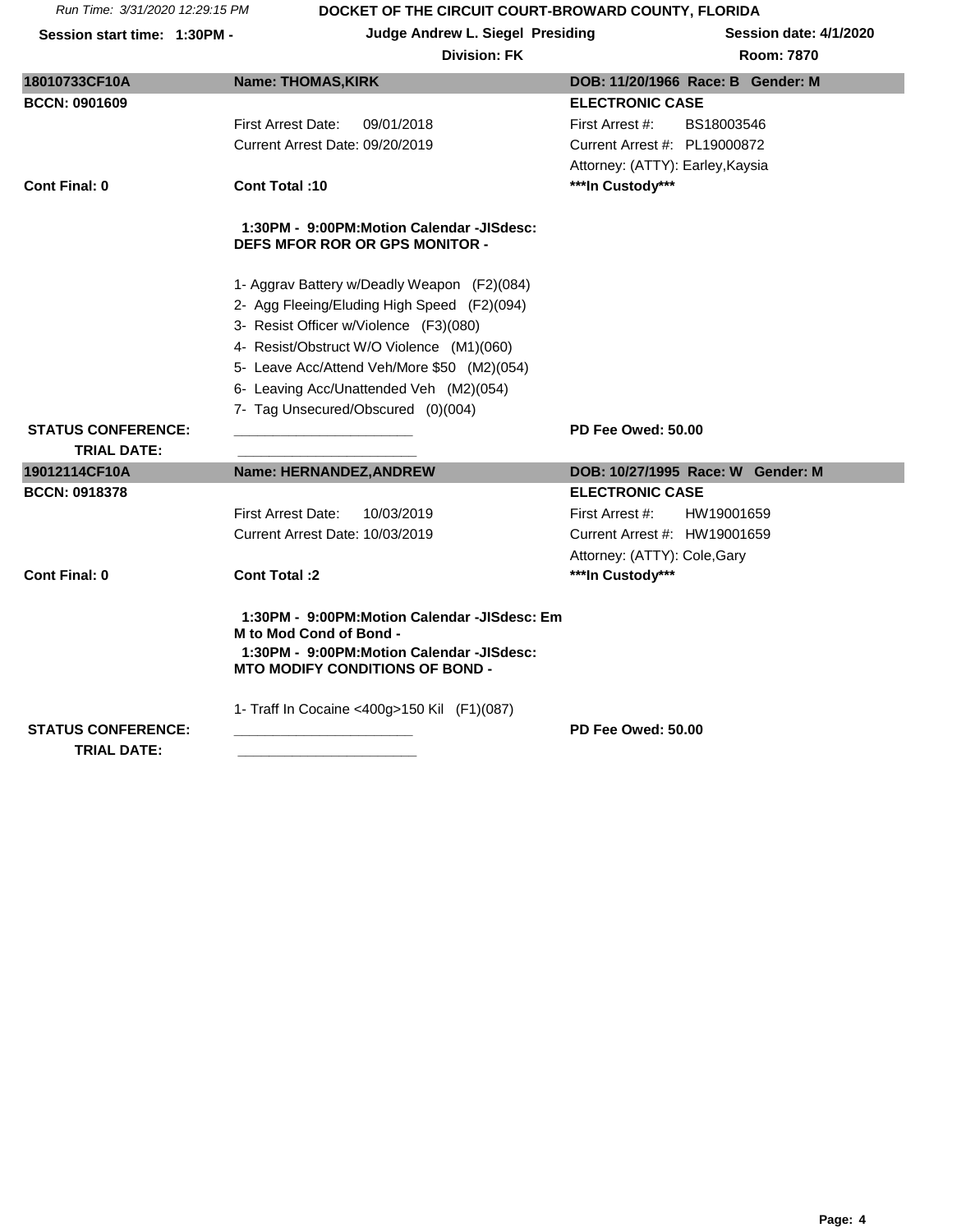DOCKET OF THE CIRCUIT COURT-BROWARD COUNTY, FLORIDA

Run Time: 3/31/2020 12:29:15 PM

Session start time: 1:30PM - | Judge Andrew L. Siegel Presiding | Session date: 4/1/2020

Division: FK | Room: 7870

---

**18010733CF10A** | **Name: THOMAS,KIRK** | **DOB: 11/20/1966 Race: B Gender: M**

**BCCN: 0901609** | **ELECTRONIC CASE**

First Arrest Date: 09/01/2018 | First Arrest #: BS18003546

Current Arrest Date: 09/20/2019 | Current Arrest #: PL19000872

Attorney: (ATTY): Earley,Kaysia

**Cont Final: 0** | **Cont Total :10** | **\*\*\*In Custody\*\*\***

**1:30PM - 9:00PM:Motion Calendar -JISdesc: DEFS MFOR ROR OR GPS MONITOR -**

1- Aggrav Battery w/Deadly Weapon (F2)(084)
2- Agg Fleeing/Eluding High Speed (F2)(094)
3- Resist Officer w/Violence (F3)(080)
4- Resist/Obstruct W/O Violence (M1)(060)
5- Leave Acc/Attend Veh/More $50 (M2)(054)
6- Leaving Acc/Unattended Veh (M2)(054)
7- Tag Unsecured/Obscured (0)(004)

**STATUS CONFERENCE:** ______________________ | **PD Fee Owed: 50.00**

**TRIAL DATE:** ______________________

---

**19012114CF10A** | **Name: HERNANDEZ,ANDREW** | **DOB: 10/27/1995 Race: W Gender: M**

**BCCN: 0918378** | **ELECTRONIC CASE**

First Arrest Date: 10/03/2019 | First Arrest #: HW19001659

Current Arrest Date: 10/03/2019 | Current Arrest #: HW19001659

Attorney: (ATTY): Cole,Gary

**Cont Final: 0** | **Cont Total :2** | **\*\*\*In Custody\*\*\***

**1:30PM - 9:00PM:Motion Calendar -JISdesc: Em M to Mod Cond of Bond -**
**1:30PM - 9:00PM:Motion Calendar -JISdesc: MTO MODIFY CONDITIONS OF BOND -**

1- Traff In Cocaine <400g>150 Kil (F1)(087)

**STATUS CONFERENCE:** ______________________ | **PD Fee Owed: 50.00**

**TRIAL DATE:** ______________________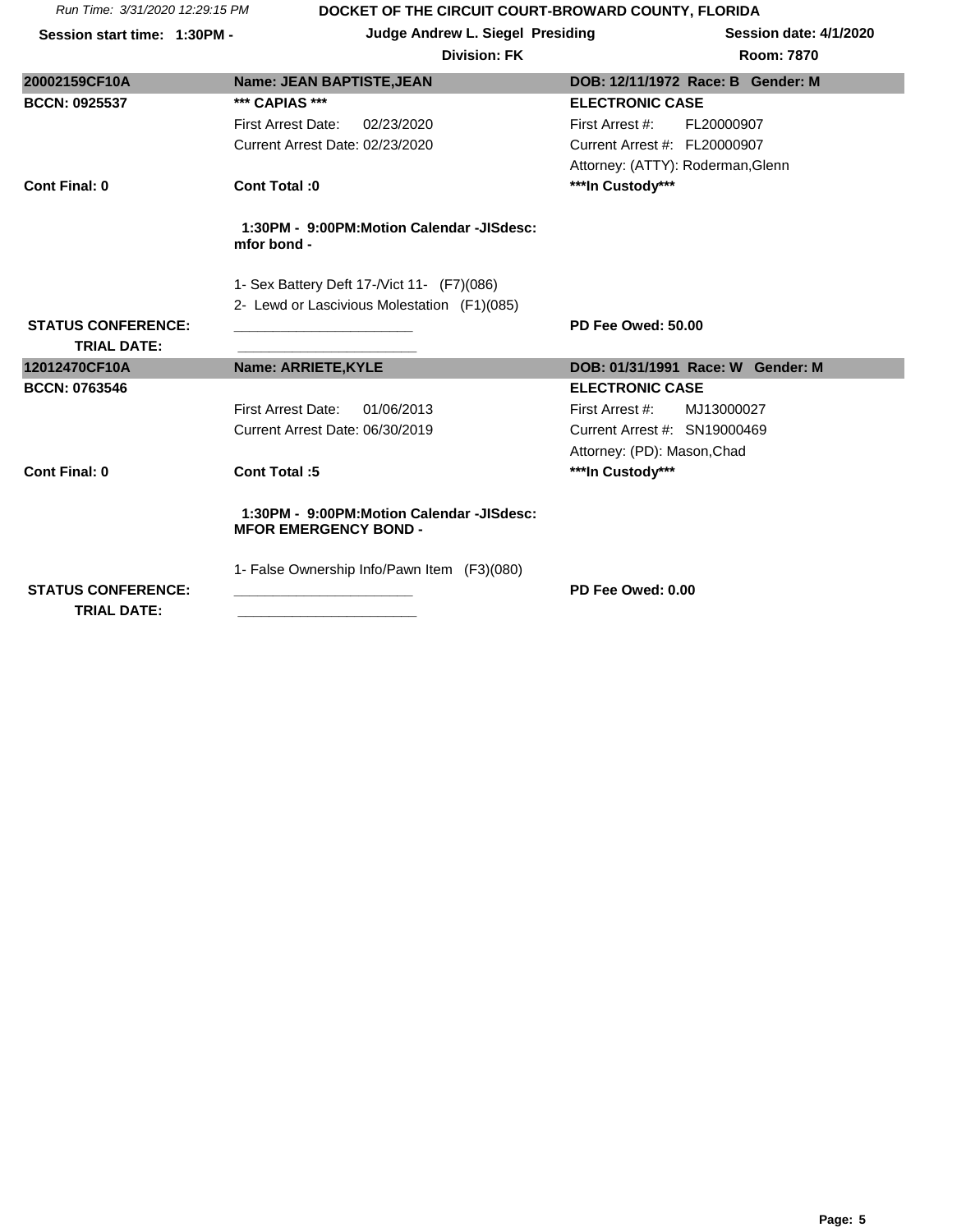| 20002159CF10A | Name: JEAN BAPTISTE,JEAN | DOB: 12/11/1972 Race: B Gender: M |
|---|---|---|
| BCCN: 0925537 | *** CAPIAS *** | ELECTRONIC CASE |
| | First Arrest Date: 02/23/2020 | First Arrest #: FL20000907 |
| | Current Arrest Date: 02/23/2020 | Current Arrest #: FL20000907 |
| | | Attorney: (ATTY): Roderman,Glenn |
| Cont Final: 0 | Cont Total :0 | ***In Custody*** |
| | 1:30PM - 9:00PM:Motion Calendar -JISdesc: mfor bond - | |
| | 1- Sex Battery Deft 17-/Vict 11- (F7)(086) | |
| | 2- Lewd or Lascivious Molestation (F1)(085) | |
| STATUS CONFERENCE: | ______________________ | PD Fee Owed: 50.00 |
| TRIAL DATE: | ______________________ | |

| 12012470CF10A | Name: ARRIETE,KYLE | DOB: 01/31/1991 Race: W Gender: M |
|---|---|---|
| BCCN: 0763546 | | ELECTRONIC CASE |
| | First Arrest Date: 01/06/2013 | First Arrest #: MJ13000027 |
| | Current Arrest Date: 06/30/2019 | Current Arrest #: SN19000469 |
| | | Attorney: (PD): Mason,Chad |
| Cont Final: 0 | Cont Total :5 | ***In Custody*** |
| | 1:30PM - 9:00PM:Motion Calendar -JISdesc: MFOR EMERGENCY BOND - | |
| | 1- False Ownership Info/Pawn Item (F3)(080) | |
| STATUS CONFERENCE: | ______________________ | PD Fee Owed: 0.00 |
| TRIAL DATE: | ______________________ | |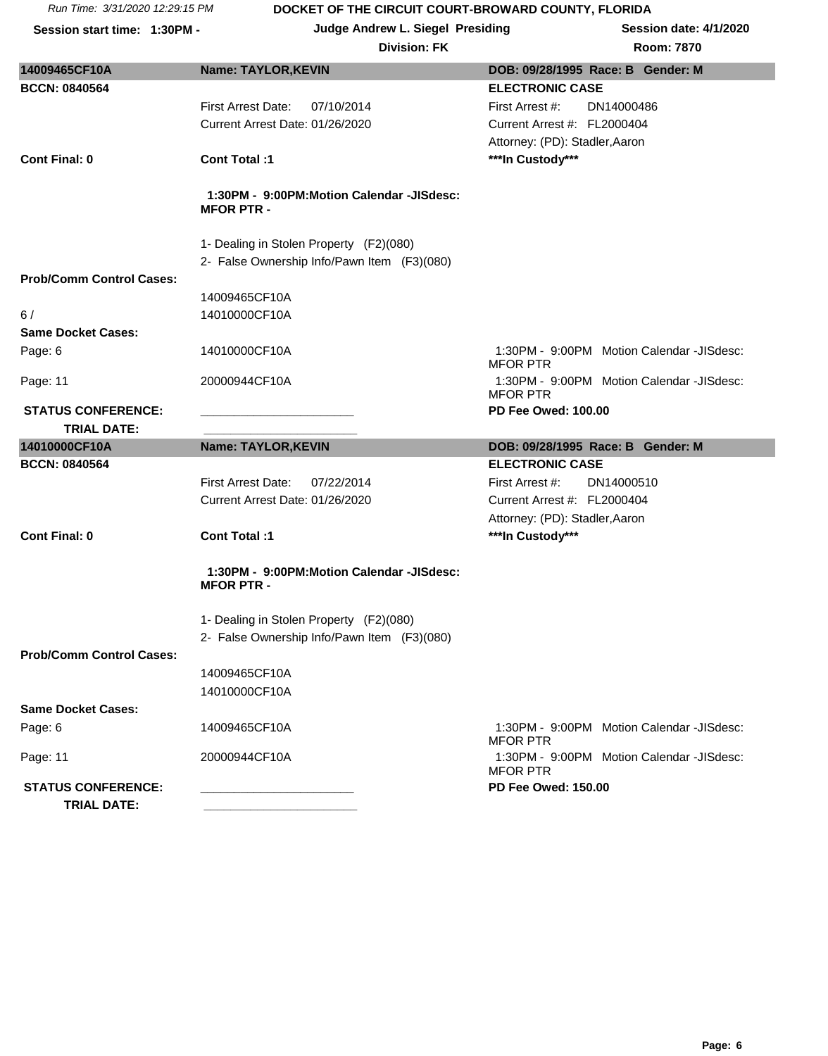DOCKET OF THE CIRCUIT COURT-BROWARD COUNTY, FLORIDA

Run Time: 3/31/2020 12:29:15 PM

Session start time: 1:30PM -

Judge Andrew L. Siegel Presiding

Division: FK

Session date: 4/1/2020

Room: 7870

| 14009465CF10A | Name: TAYLOR,KEVIN | DOB: 09/28/1995 Race: B Gender: M |
|---|---|---|
| BCCN: 0840564 | | ELECTRONIC CASE |
| | First Arrest Date: 07/10/2014 | First Arrest #: DN14000486 |
| | Current Arrest Date: 01/26/2020 | Current Arrest #: FL2000404 |
| | | Attorney: (PD): Stadler,Aaron |
| Cont Final: 0 | Cont Total :1 | ***In Custody*** |
| | 1:30PM - 9:00PM:Motion Calendar -JISdesc: MFOR PTR - | |
| | 1- Dealing in Stolen Property (F2)(080) | |
| | 2- False Ownership Info/Pawn Item (F3)(080) | |
| Prob/Comm Control Cases: | | |
| | 14009465CF10A | |
| 6 / | 14010000CF10A | |
| Same Docket Cases: | | |
| Page: 6 | 14010000CF10A | 1:30PM - 9:00PM Motion Calendar -JISdesc: MFOR PTR |
| Page: 11 | 20000944CF10A | 1:30PM - 9:00PM Motion Calendar -JISdesc: MFOR PTR |
| STATUS CONFERENCE: | ______________________ | PD Fee Owed: 100.00 |
| TRIAL DATE: | ______________________ | |

| 14010000CF10A | Name: TAYLOR,KEVIN | DOB: 09/28/1995 Race: B Gender: M |
|---|---|---|
| BCCN: 0840564 | | ELECTRONIC CASE |
| | First Arrest Date: 07/22/2014 | First Arrest #: DN14000510 |
| | Current Arrest Date: 01/26/2020 | Current Arrest #: FL2000404 |
| | | Attorney: (PD): Stadler,Aaron |
| Cont Final: 0 | Cont Total :1 | ***In Custody*** |
| | 1:30PM - 9:00PM:Motion Calendar -JISdesc: MFOR PTR - | |
| | 1- Dealing in Stolen Property (F2)(080) | |
| | 2- False Ownership Info/Pawn Item (F3)(080) | |
| Prob/Comm Control Cases: | | |
| | 14009465CF10A | |
| | 14010000CF10A | |
| Same Docket Cases: | | |
| Page: 6 | 14009465CF10A | 1:30PM - 9:00PM Motion Calendar -JISdesc: MFOR PTR |
| Page: 11 | 20000944CF10A | 1:30PM - 9:00PM Motion Calendar -JISdesc: MFOR PTR |
| STATUS CONFERENCE: | ______________________ | PD Fee Owed: 150.00 |
| TRIAL DATE: | ______________________ | |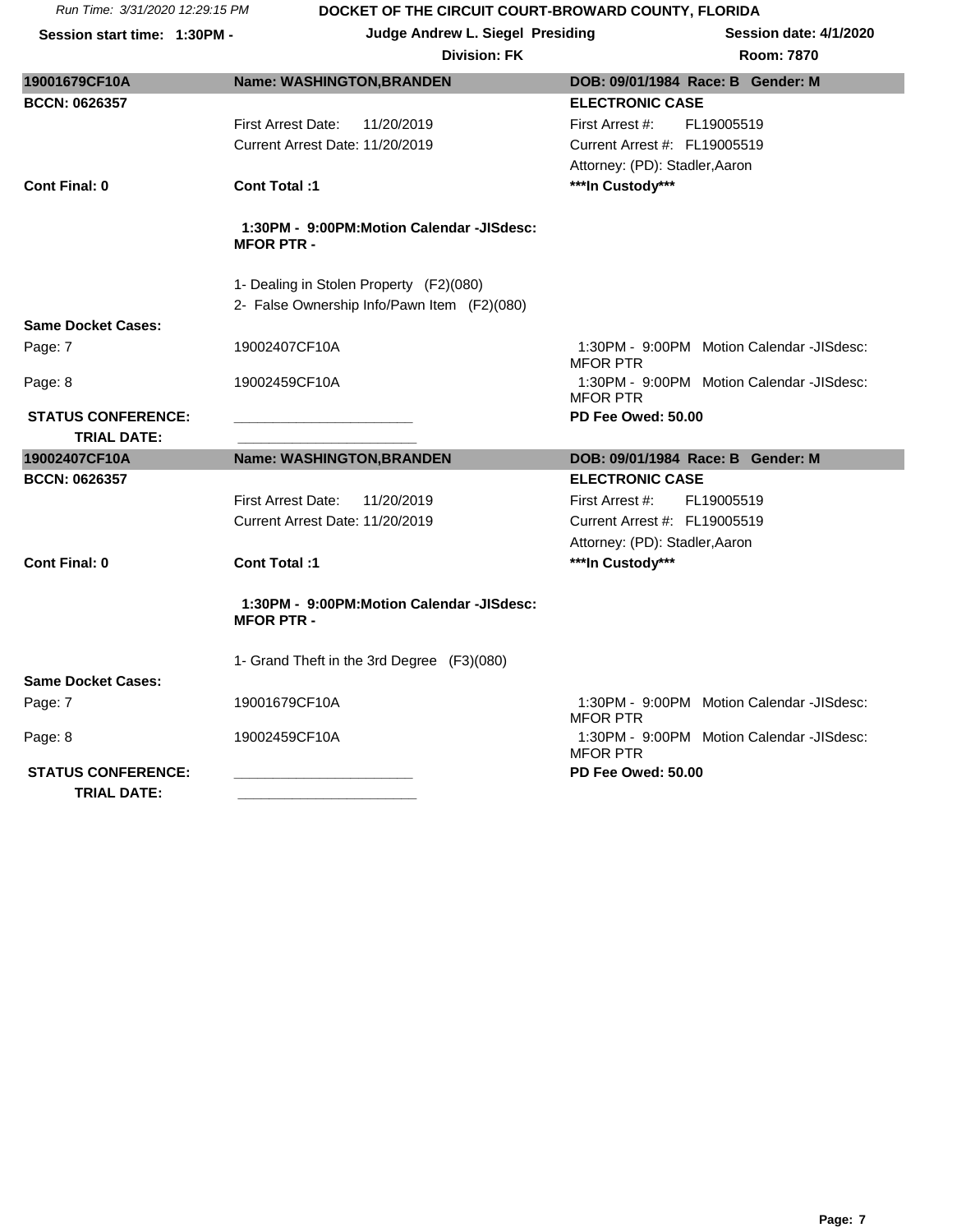Run Time: 3/31/2020 12:29:15 PM

**DOCKET OF THE CIRCUIT COURT-BROWARD COUNTY, FLORIDA**

**Session start time: 1:30PM -** | **Judge Andrew L. Siegel Presiding** | **Session date: 4/1/2020**

**Division: FK** | **Room: 7870**

| 19001679CF10A | Name: WASHINGTON,BRANDEN | DOB: 09/01/1984 Race: B Gender: M |
|---|---|---|
| BCCN: 0626357 | | ELECTRONIC CASE |
| | First Arrest Date: 11/20/2019 | First Arrest #: FL19005519 |
| | Current Arrest Date: 11/20/2019 | Current Arrest #: FL19005519 |
| | | Attorney: (PD): Stadler,Aaron |
| **Cont Final: 0** | **Cont Total :1** | *****In Custody***** |
| | **1:30PM - 9:00PM:Motion Calendar -JISdesc: MFOR PTR -** | |
| | 1- Dealing in Stolen Property (F2)(080) | |
| | 2- False Ownership Info/Pawn Item (F2)(080) | |
| **Same Docket Cases:** | | |
| Page: 7 | 19002407CF10A | 1:30PM - 9:00PM Motion Calendar -JISdesc: MFOR PTR |
| Page: 8 | 19002459CF10A | 1:30PM - 9:00PM Motion Calendar -JISdesc: MFOR PTR |
| **STATUS CONFERENCE:** | ______________________ | **PD Fee Owed: 50.00** |
| **TRIAL DATE:** | ______________________ | |

| 19002407CF10A | Name: WASHINGTON,BRANDEN | DOB: 09/01/1984 Race: B Gender: M |
|---|---|---|
| BCCN: 0626357 | | ELECTRONIC CASE |
| | First Arrest Date: 11/20/2019 | First Arrest #: FL19005519 |
| | Current Arrest Date: 11/20/2019 | Current Arrest #: FL19005519 |
| | | Attorney: (PD): Stadler,Aaron |
| **Cont Final: 0** | **Cont Total :1** | *****In Custody***** |
| | **1:30PM - 9:00PM:Motion Calendar -JISdesc: MFOR PTR -** | |
| | 1- Grand Theft in the 3rd Degree (F3)(080) | |
| **Same Docket Cases:** | | |
| Page: 7 | 19001679CF10A | 1:30PM - 9:00PM Motion Calendar -JISdesc: MFOR PTR |
| Page: 8 | 19002459CF10A | 1:30PM - 9:00PM Motion Calendar -JISdesc: MFOR PTR |
| **STATUS CONFERENCE:** | ______________________ | **PD Fee Owed: 50.00** |
| **TRIAL DATE:** | ______________________ | |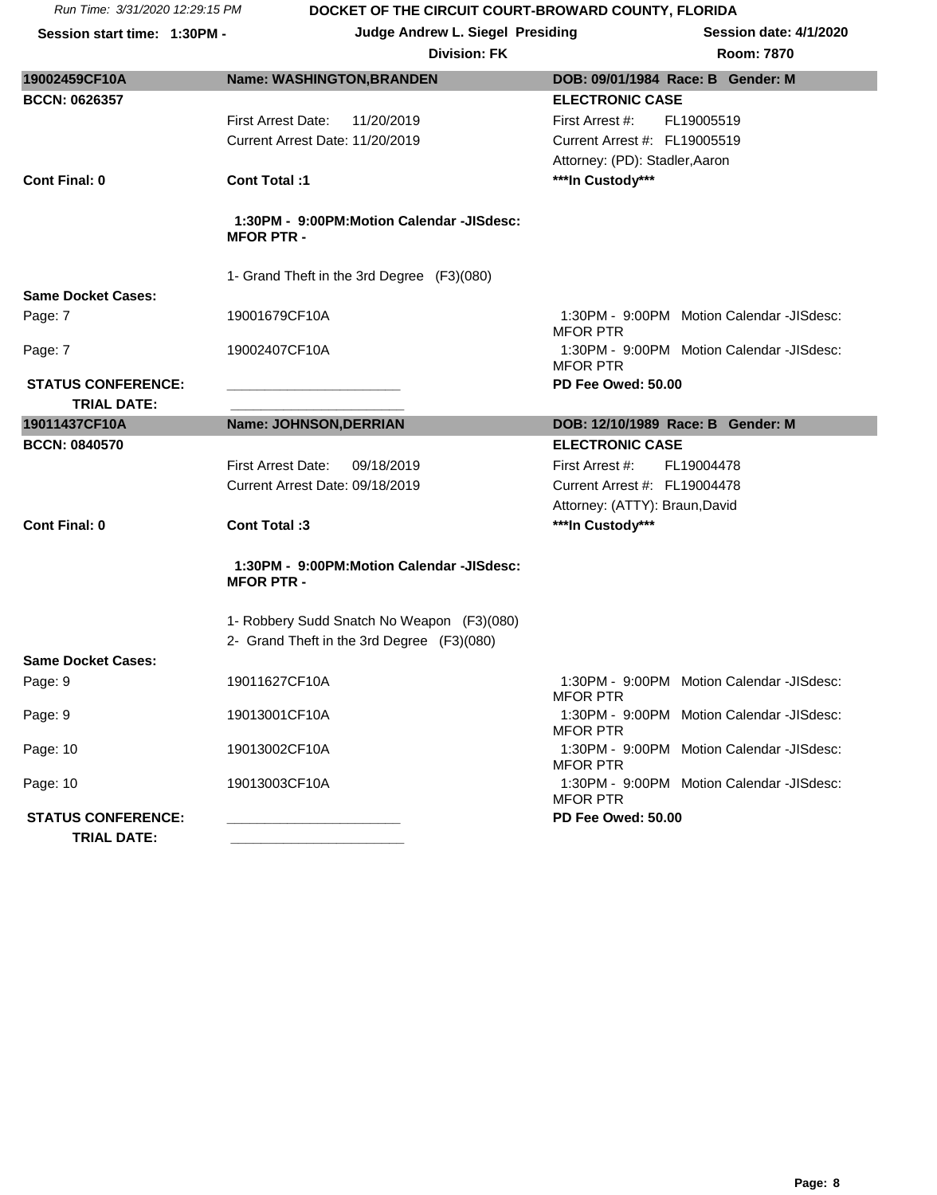## 19002459CF10A — Name: WASHINGTON,BRANDEN — DOB: 09/01/1984 Race: B Gender: M

**BCCN: 0626357** — **ELECTRONIC CASE**

First Arrest Date: 11/20/2019 — First Arrest #: FL19005519

Current Arrest Date: 11/20/2019 — Current Arrest #: FL19005519

Attorney: (PD): Stadler,Aaron

**Cont Final: 0** — **Cont Total :1** — **\*\*\*In Custody\*\*\***

**1:30PM - 9:00PM:Motion Calendar -JISdesc: MFOR PTR -**

1- Grand Theft in the 3rd Degree (F3)(080)

**Same Docket Cases:**

| Page | Case | Calendar |
|---|---|---|
| Page: 7 | 19001679CF10A | 1:30PM - 9:00PM Motion Calendar -JISdesc: MFOR PTR |
| Page: 7 | 19002407CF10A | 1:30PM - 9:00PM Motion Calendar -JISdesc: MFOR PTR |

**STATUS CONFERENCE:** ______________________ **PD Fee Owed: 50.00**

**TRIAL DATE:** ______________________

## 19011437CF10A — Name: JOHNSON,DERRIAN — DOB: 12/10/1989 Race: B Gender: M

**BCCN: 0840570** — **ELECTRONIC CASE**

First Arrest Date: 09/18/2019 — First Arrest #: FL19004478

Current Arrest Date: 09/18/2019 — Current Arrest #: FL19004478

Attorney: (ATTY): Braun,David

**Cont Final: 0** — **Cont Total :3** — **\*\*\*In Custody\*\*\***

**1:30PM - 9:00PM:Motion Calendar -JISdesc: MFOR PTR -**

1- Robbery Sudd Snatch No Weapon (F3)(080)
2- Grand Theft in the 3rd Degree (F3)(080)

**Same Docket Cases:**

| Page | Case | Calendar |
|---|---|---|
| Page: 9 | 19011627CF10A | 1:30PM - 9:00PM Motion Calendar -JISdesc: MFOR PTR |
| Page: 9 | 19013001CF10A | 1:30PM - 9:00PM Motion Calendar -JISdesc: MFOR PTR |
| Page: 10 | 19013002CF10A | 1:30PM - 9:00PM Motion Calendar -JISdesc: MFOR PTR |
| Page: 10 | 19013003CF10A | 1:30PM - 9:00PM Motion Calendar -JISdesc: MFOR PTR |

**STATUS CONFERENCE:** ______________________ **PD Fee Owed: 50.00**

**TRIAL DATE:** ______________________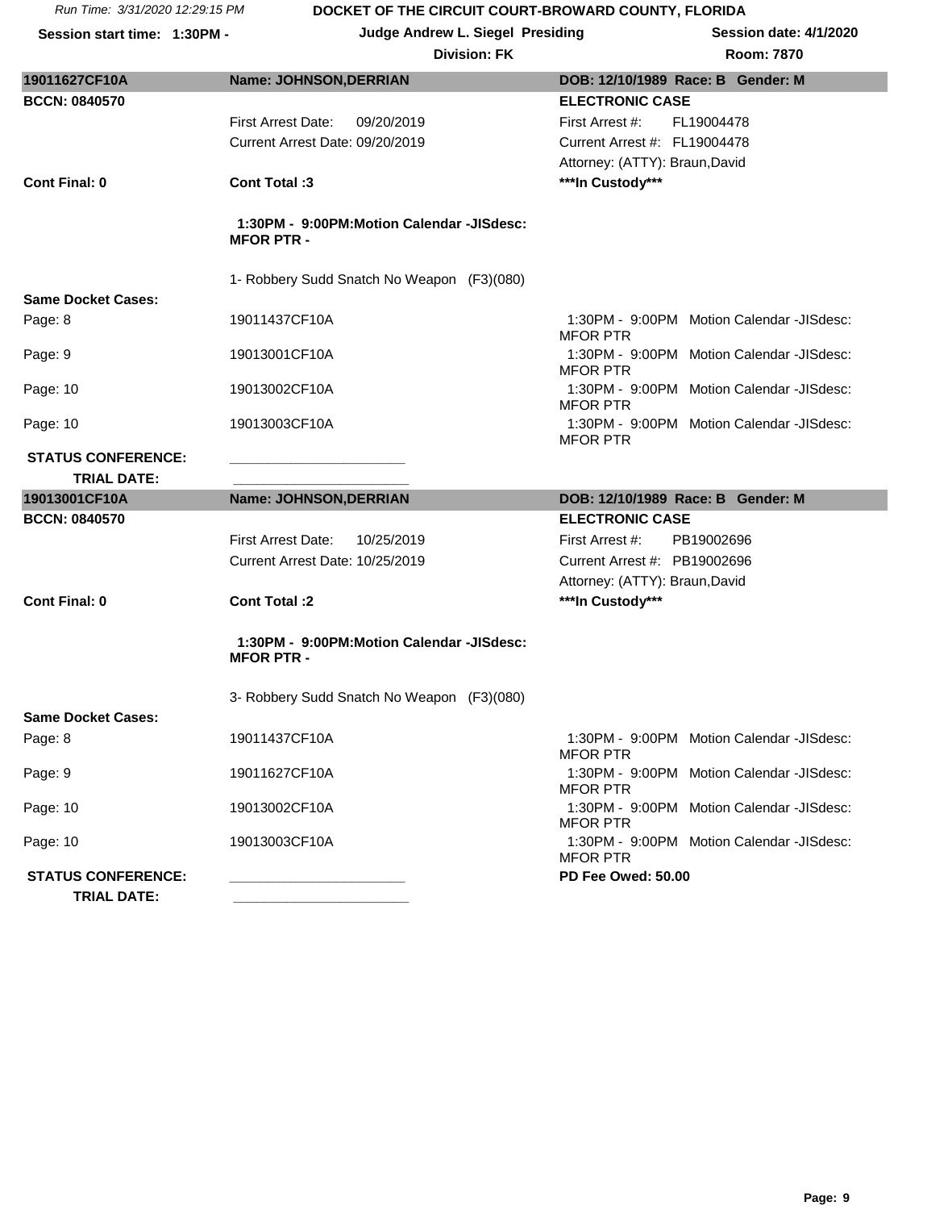Run Time: 3/31/2020 12:29:15 PM

**DOCKET OF THE CIRCUIT COURT-BROWARD COUNTY, FLORIDA**

**Session start time: 1:30PM -** | **Judge Andrew L. Siegel Presiding** | **Session date: 4/1/2020**

**Division: FK** | **Room: 7870**

| **19011627CF10A** | **Name: JOHNSON,DERRIAN** | **DOB: 12/10/1989 Race: B Gender: M** |
|---|---|---|
| **BCCN: 0840570** | | **ELECTRONIC CASE** |
| | First Arrest Date: 09/20/2019 | First Arrest #: FL19004478 |
| | Current Arrest Date: 09/20/2019 | Current Arrest #: FL19004478 |
| | | Attorney: (ATTY): Braun,David |
| **Cont Final: 0** | **Cont Total :3** | **\*\*\*In Custody\*\*\*** |
| | **1:30PM - 9:00PM:Motion Calendar -JISdesc: MFOR PTR -** | |
| | 1- Robbery Sudd Snatch No Weapon (F3)(080) | |
| **Same Docket Cases:** | | |
| Page: 8 | 19011437CF10A | 1:30PM - 9:00PM Motion Calendar -JISdesc: MFOR PTR |
| Page: 9 | 19013001CF10A | 1:30PM - 9:00PM Motion Calendar -JISdesc: MFOR PTR |
| Page: 10 | 19013002CF10A | 1:30PM - 9:00PM Motion Calendar -JISdesc: MFOR PTR |
| Page: 10 | 19013003CF10A | 1:30PM - 9:00PM Motion Calendar -JISdesc: MFOR PTR |
| **STATUS CONFERENCE:** | _______________________ | |
| **TRIAL DATE:** | _______________________ | |

| **19013001CF10A** | **Name: JOHNSON,DERRIAN** | **DOB: 12/10/1989 Race: B Gender: M** |
|---|---|---|
| **BCCN: 0840570** | | **ELECTRONIC CASE** |
| | First Arrest Date: 10/25/2019 | First Arrest #: PB19002696 |
| | Current Arrest Date: 10/25/2019 | Current Arrest #: PB19002696 |
| | | Attorney: (ATTY): Braun,David |
| **Cont Final: 0** | **Cont Total :2** | **\*\*\*In Custody\*\*\*** |
| | **1:30PM - 9:00PM:Motion Calendar -JISdesc: MFOR PTR -** | |
| | 3- Robbery Sudd Snatch No Weapon (F3)(080) | |
| **Same Docket Cases:** | | |
| Page: 8 | 19011437CF10A | 1:30PM - 9:00PM Motion Calendar -JISdesc: MFOR PTR |
| Page: 9 | 19011627CF10A | 1:30PM - 9:00PM Motion Calendar -JISdesc: MFOR PTR |
| Page: 10 | 19013002CF10A | 1:30PM - 9:00PM Motion Calendar -JISdesc: MFOR PTR |
| Page: 10 | 19013003CF10A | 1:30PM - 9:00PM Motion Calendar -JISdesc: MFOR PTR |
| **STATUS CONFERENCE:** | _______________________ | **PD Fee Owed: 50.00** |
| **TRIAL DATE:** | _______________________ | |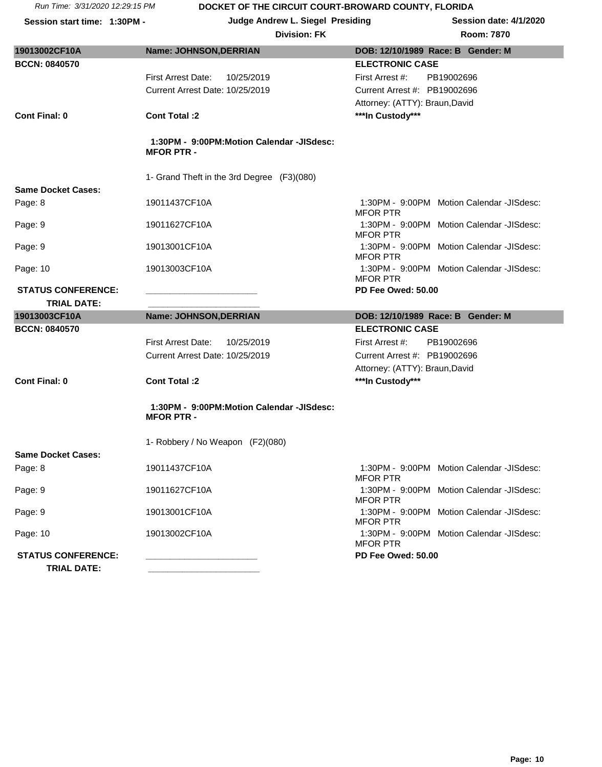| 19013002CF10A | Name: JOHNSON,DERRIAN | DOB: 12/10/1989 Race: B Gender: M |
|---|---|---|
| BCCN: 0840570 | | ELECTRONIC CASE |
| | First Arrest Date: 10/25/2019 | First Arrest #: PB19002696 |
| | Current Arrest Date: 10/25/2019 | Current Arrest #: PB19002696 |
| | | Attorney: (ATTY): Braun,David |
| **Cont Final: 0** | **Cont Total :2** | **\*\*\*In Custody\*\*\*** |
| | **1:30PM - 9:00PM:Motion Calendar -JISdesc: MFOR PTR -** | |
| | 1- Grand Theft in the 3rd Degree (F3)(080) | |
| **Same Docket Cases:** | | |
| Page: 8 | 19011437CF10A | 1:30PM - 9:00PM Motion Calendar -JISdesc: MFOR PTR |
| Page: 9 | 19011627CF10A | 1:30PM - 9:00PM Motion Calendar -JISdesc: MFOR PTR |
| Page: 9 | 19013001CF10A | 1:30PM - 9:00PM Motion Calendar -JISdesc: MFOR PTR |
| Page: 10 | 19013003CF10A | 1:30PM - 9:00PM Motion Calendar -JISdesc: MFOR PTR |
| **STATUS CONFERENCE:** | ______________________ | **PD Fee Owed: 50.00** |
| **TRIAL DATE:** | ______________________ | |

| 19013003CF10A | Name: JOHNSON,DERRIAN | DOB: 12/10/1989 Race: B Gender: M |
|---|---|---|
| BCCN: 0840570 | | ELECTRONIC CASE |
| | First Arrest Date: 10/25/2019 | First Arrest #: PB19002696 |
| | Current Arrest Date: 10/25/2019 | Current Arrest #: PB19002696 |
| | | Attorney: (ATTY): Braun,David |
| **Cont Final: 0** | **Cont Total :2** | **\*\*\*In Custody\*\*\*** |
| | **1:30PM - 9:00PM:Motion Calendar -JISdesc: MFOR PTR -** | |
| | 1- Robbery / No Weapon (F2)(080) | |
| **Same Docket Cases:** | | |
| Page: 8 | 19011437CF10A | 1:30PM - 9:00PM Motion Calendar -JISdesc: MFOR PTR |
| Page: 9 | 19011627CF10A | 1:30PM - 9:00PM Motion Calendar -JISdesc: MFOR PTR |
| Page: 9 | 19013001CF10A | 1:30PM - 9:00PM Motion Calendar -JISdesc: MFOR PTR |
| Page: 10 | 19013002CF10A | 1:30PM - 9:00PM Motion Calendar -JISdesc: MFOR PTR |
| **STATUS CONFERENCE:** | ______________________ | **PD Fee Owed: 50.00** |
| **TRIAL DATE:** | ______________________ | |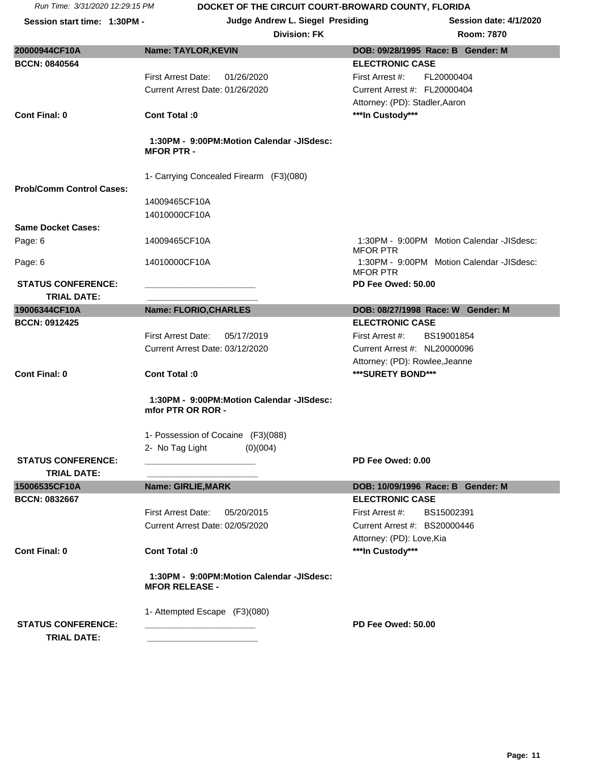Run Time: 3/31/2020 12:29:15 PM

**DOCKET OF THE CIRCUIT COURT-BROWARD COUNTY, FLORIDA**

**Session start time: 1:30PM -** | **Judge Andrew L. Siegel Presiding** | **Session date: 4/1/2020**

**Division: FK** | **Room: 7870**

---

**20000944CF10A** | **Name: TAYLOR,KEVIN** | **DOB: 09/28/1995 Race: B Gender: M**

**BCCN: 0840564** | **ELECTRONIC CASE**

First Arrest Date: 01/26/2020 | First Arrest #: FL20000404

Current Arrest Date: 01/26/2020 | Current Arrest #: FL20000404

Attorney: (PD): Stadler,Aaron

**Cont Final: 0** | **Cont Total :0** | **\*\*\*In Custody\*\*\***

**1:30PM - 9:00PM:Motion Calendar -JISdesc: MFOR PTR -**

1- Carrying Concealed Firearm (F3)(080)

**Prob/Comm Control Cases:**

14009465CF10A

14010000CF10A

**Same Docket Cases:**

| Page | Case | Calendar |
|---|---|---|
| Page: 6 | 14009465CF10A | 1:30PM - 9:00PM Motion Calendar -JISdesc: MFOR PTR |
| Page: 6 | 14010000CF10A | 1:30PM - 9:00PM Motion Calendar -JISdesc: MFOR PTR |

**STATUS CONFERENCE:** ______________________ **PD Fee Owed: 50.00**

**TRIAL DATE:** ______________________

---

**19006344CF10A** | **Name: FLORIO,CHARLES** | **DOB: 08/27/1998 Race: W Gender: M**

**BCCN: 0912425** | **ELECTRONIC CASE**

First Arrest Date: 05/17/2019 | First Arrest #: BS19001854

Current Arrest Date: 03/12/2020 | Current Arrest #: NL20000096

Attorney: (PD): Rowlee,Jeanne

**Cont Final: 0** | **Cont Total :0** | **\*\*\*SURETY BOND\*\*\***

**1:30PM - 9:00PM:Motion Calendar -JISdesc: mfor PTR OR ROR -**

1- Possession of Cocaine (F3)(088)

2- No Tag Light (0)(004)

**STATUS CONFERENCE:** ______________________ **PD Fee Owed: 0.00**

**TRIAL DATE:** ______________________

---

**15006535CF10A** | **Name: GIRLIE,MARK** | **DOB: 10/09/1996 Race: B Gender: M**

**BCCN: 0832667** | **ELECTRONIC CASE**

First Arrest Date: 05/20/2015 | First Arrest #: BS15002391

Current Arrest Date: 02/05/2020 | Current Arrest #: BS20000446

Attorney: (PD): Love,Kia

**Cont Final: 0** | **Cont Total :0** | **\*\*\*In Custody\*\*\***

**1:30PM - 9:00PM:Motion Calendar -JISdesc: MFOR RELEASE -**

1- Attempted Escape (F3)(080)

**STATUS CONFERENCE:** ______________________ **PD Fee Owed: 50.00**

**TRIAL DATE:** ______________________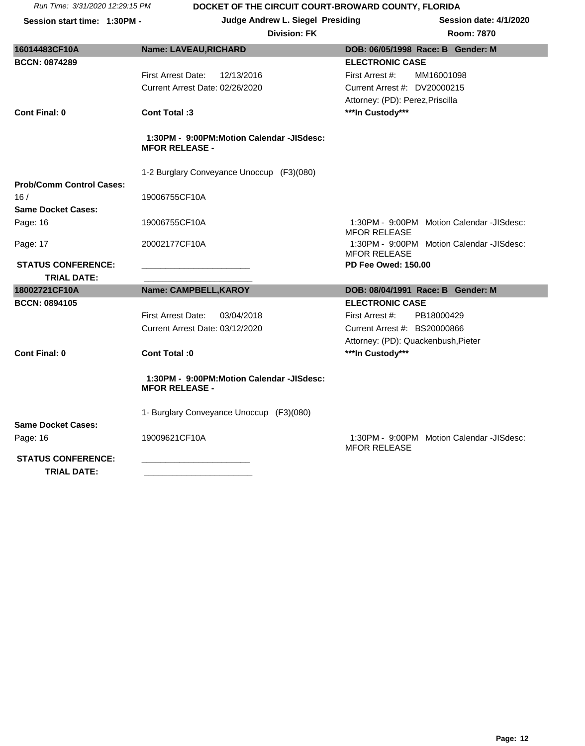| 16014483CF10A | Name: LAVEAU,RICHARD | DOB: 06/05/1998 Race: B Gender: M |
|---|---|---|
| BCCN: 0874289 | | ELECTRONIC CASE |
| | First Arrest Date: 12/13/2016 | First Arrest #: MM16001098 |
| | Current Arrest Date: 02/26/2020 | Current Arrest #: DV20000215 |
| | | Attorney: (PD): Perez,Priscilla |
| Cont Final: 0 | Cont Total :3 | ***In Custody*** |
| | 1:30PM - 9:00PM:Motion Calendar -JISdesc: MFOR RELEASE - | |
| | 1-2 Burglary Conveyance Unoccup (F3)(080) | |
| Prob/Comm Control Cases: | | |
| 16 / | 19006755CF10A | |
| Same Docket Cases: | | |
| Page: 16 | 19006755CF10A | 1:30PM - 9:00PM Motion Calendar -JISdesc: MFOR RELEASE |
| Page: 17 | 20002177CF10A | 1:30PM - 9:00PM Motion Calendar -JISdesc: MFOR RELEASE |
| STATUS CONFERENCE: | ______________________ | PD Fee Owed: 150.00 |
| TRIAL DATE: | ______________________ | |

| 18002721CF10A | Name: CAMPBELL,KAROY | DOB: 08/04/1991 Race: B Gender: M |
|---|---|---|
| BCCN: 0894105 | | ELECTRONIC CASE |
| | First Arrest Date: 03/04/2018 | First Arrest #: PB18000429 |
| | Current Arrest Date: 03/12/2020 | Current Arrest #: BS20000866 |
| | | Attorney: (PD): Quackenbush,Pieter |
| Cont Final: 0 | Cont Total :0 | ***In Custody*** |
| | 1:30PM - 9:00PM:Motion Calendar -JISdesc: MFOR RELEASE - | |
| | 1- Burglary Conveyance Unoccup (F3)(080) | |
| Same Docket Cases: | | |
| Page: 16 | 19009621CF10A | 1:30PM - 9:00PM Motion Calendar -JISdesc: MFOR RELEASE |
| STATUS CONFERENCE: | ______________________ | |
| TRIAL DATE: | ______________________ | |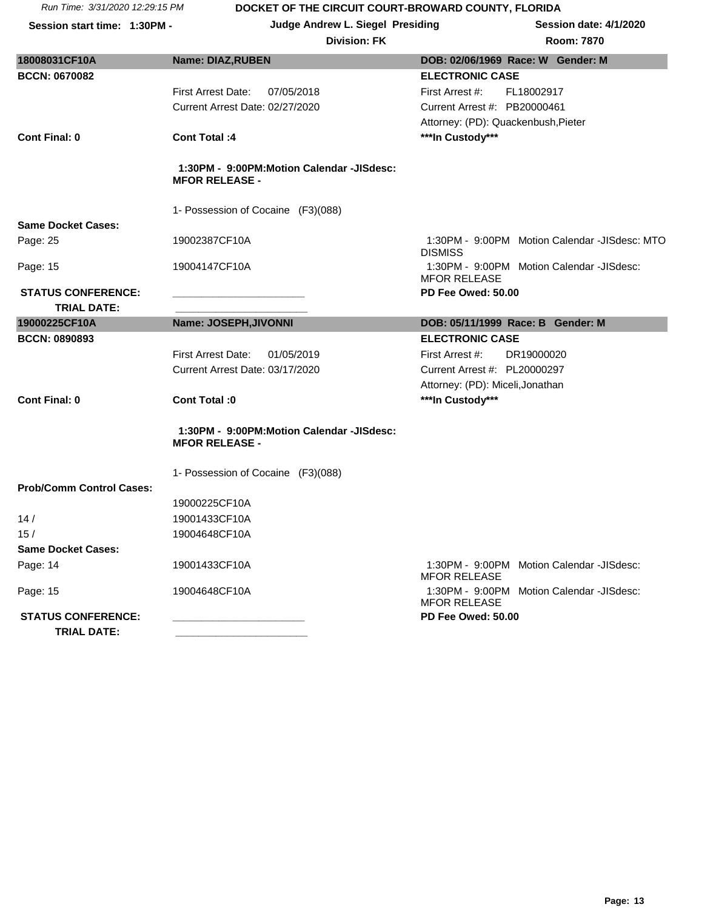# DOCKET OF THE CIRCUIT COURT-BROWARD COUNTY, FLORIDA

Run Time: 3/31/2020 12:29:15 PM

**Session start time: 1:30PM -** | **Judge Andrew L. Siegel Presiding** | **Session date: 4/1/2020**

**Division: FK** | **Room: 7870**

---

**18008031CF10A** | **Name: DIAZ,RUBEN** | **DOB: 02/06/1969 Race: W Gender: M**

**BCCN: 0670082** | **ELECTRONIC CASE**

First Arrest Date: 07/05/2018 | First Arrest #: FL18002917

Current Arrest Date: 02/27/2020 | Current Arrest #: PB20000461

Attorney: (PD): Quackenbush,Pieter

**Cont Final: 0** | **Cont Total :4** | *****In Custody*****

**1:30PM - 9:00PM:Motion Calendar -JISdesc: MFOR RELEASE -**

1- Possession of Cocaine (F3)(088)

**Same Docket Cases:**

| Page | Case | Calendar |
|---|---|---|
| Page: 25 | 19002387CF10A | 1:30PM - 9:00PM Motion Calendar -JISdesc: MTO DISMISS |
| Page: 15 | 19004147CF10A | 1:30PM - 9:00PM Motion Calendar -JISdesc: MFOR RELEASE |

**STATUS CONFERENCE:** _______________________ **PD Fee Owed: 50.00**

**TRIAL DATE:** _______________________

---

**19000225CF10A** | **Name: JOSEPH,JIVONNI** | **DOB: 05/11/1999 Race: B Gender: M**

**BCCN: 0890893** | **ELECTRONIC CASE**

First Arrest Date: 01/05/2019 | First Arrest #: DR19000020

Current Arrest Date: 03/17/2020 | Current Arrest #: PL20000297

Attorney: (PD): Miceli,Jonathan

**Cont Final: 0** | **Cont Total :0** | *****In Custody*****

**1:30PM - 9:00PM:Motion Calendar -JISdesc: MFOR RELEASE -**

1- Possession of Cocaine (F3)(088)

**Prob/Comm Control Cases:**

| | Case |
|---|---|
| | 19000225CF10A |
| 14 / | 19001433CF10A |
| 15 / | 19004648CF10A |

**Same Docket Cases:**

| Page | Case | Calendar |
|---|---|---|
| Page: 14 | 19001433CF10A | 1:30PM - 9:00PM Motion Calendar -JISdesc: MFOR RELEASE |
| Page: 15 | 19004648CF10A | 1:30PM - 9:00PM Motion Calendar -JISdesc: MFOR RELEASE |

**STATUS CONFERENCE:** _______________________ **PD Fee Owed: 50.00**

**TRIAL DATE:** _______________________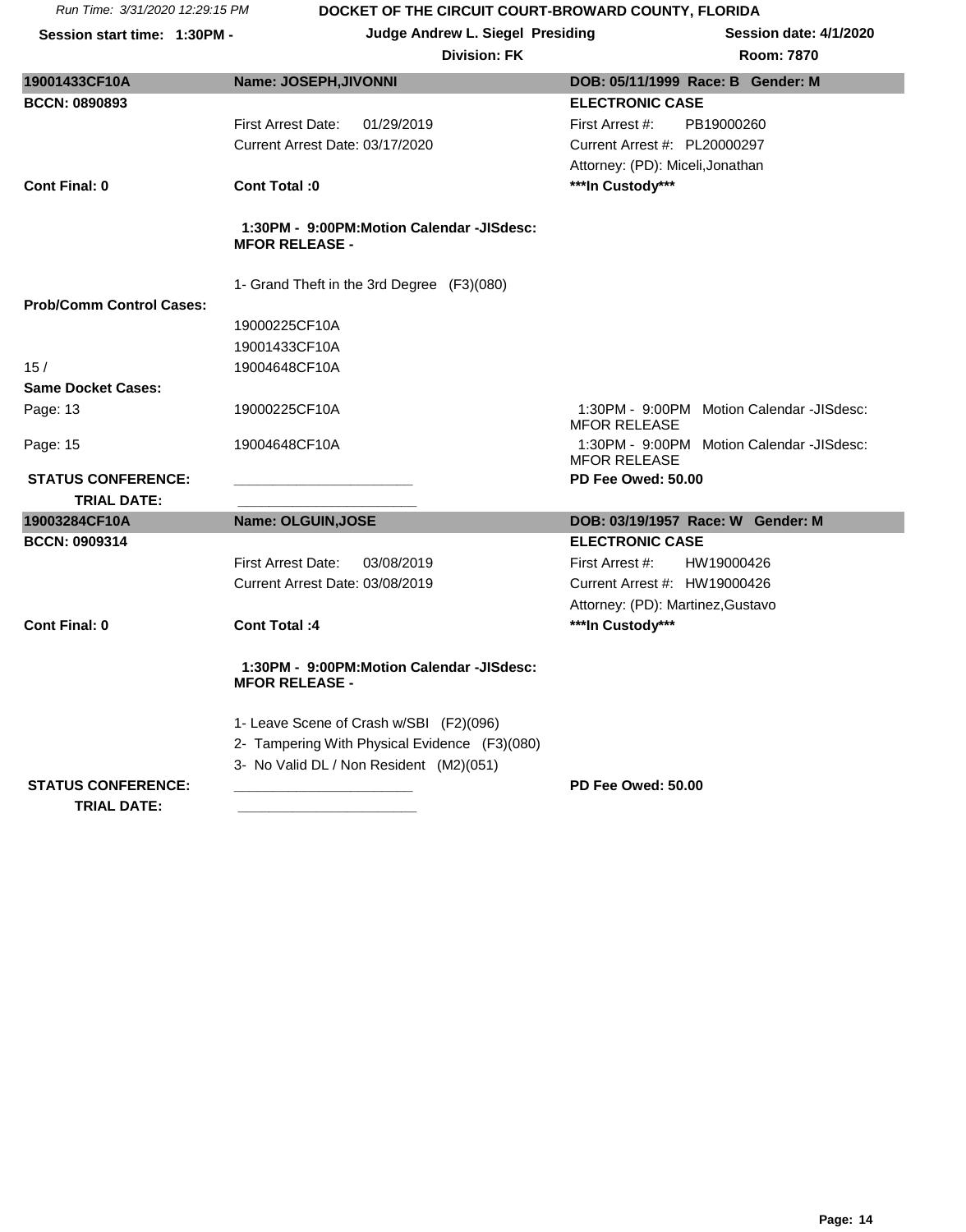| 19001433CF10A | Name: JOSEPH,JIVONNI | DOB: 05/11/1999 Race: B Gender: M |
|---|---|---|
| BCCN: 0890893 | | ELECTRONIC CASE |
| | First Arrest Date: 01/29/2019 | First Arrest #: PB19000260 |
| | Current Arrest Date: 03/17/2020 | Current Arrest #: PL20000297 |
| | | Attorney: (PD): Miceli,Jonathan |
| Cont Final: 0 | Cont Total :0 | ***In Custody*** |
| | 1:30PM - 9:00PM:Motion Calendar -JISdesc: MFOR RELEASE - | |
| | 1- Grand Theft in the 3rd Degree (F3)(080) | |
| Prob/Comm Control Cases: | | |
| | 19000225CF10A | |
| | 19001433CF10A | |
| 15 / | 19004648CF10A | |
| Same Docket Cases: | | |
| Page: 13 | 19000225CF10A | 1:30PM - 9:00PM Motion Calendar -JISdesc: MFOR RELEASE |
| Page: 15 | 19004648CF10A | 1:30PM - 9:00PM Motion Calendar -JISdesc: MFOR RELEASE |
| STATUS CONFERENCE: | ______________________ | PD Fee Owed: 50.00 |
| TRIAL DATE: | ______________________ | |

| 19003284CF10A | Name: OLGUIN,JOSE | DOB: 03/19/1957 Race: W Gender: M |
|---|---|---|
| BCCN: 0909314 | | ELECTRONIC CASE |
| | First Arrest Date: 03/08/2019 | First Arrest #: HW19000426 |
| | Current Arrest Date: 03/08/2019 | Current Arrest #: HW19000426 |
| | | Attorney: (PD): Martinez,Gustavo |
| Cont Final: 0 | Cont Total :4 | ***In Custody*** |
| | 1:30PM - 9:00PM:Motion Calendar -JISdesc: MFOR RELEASE - | |
| | 1- Leave Scene of Crash w/SBI (F2)(096) | |
| | 2- Tampering With Physical Evidence (F3)(080) | |
| | 3- No Valid DL / Non Resident (M2)(051) | |
| STATUS CONFERENCE: | ______________________ | PD Fee Owed: 50.00 |
| TRIAL DATE: | ______________________ | |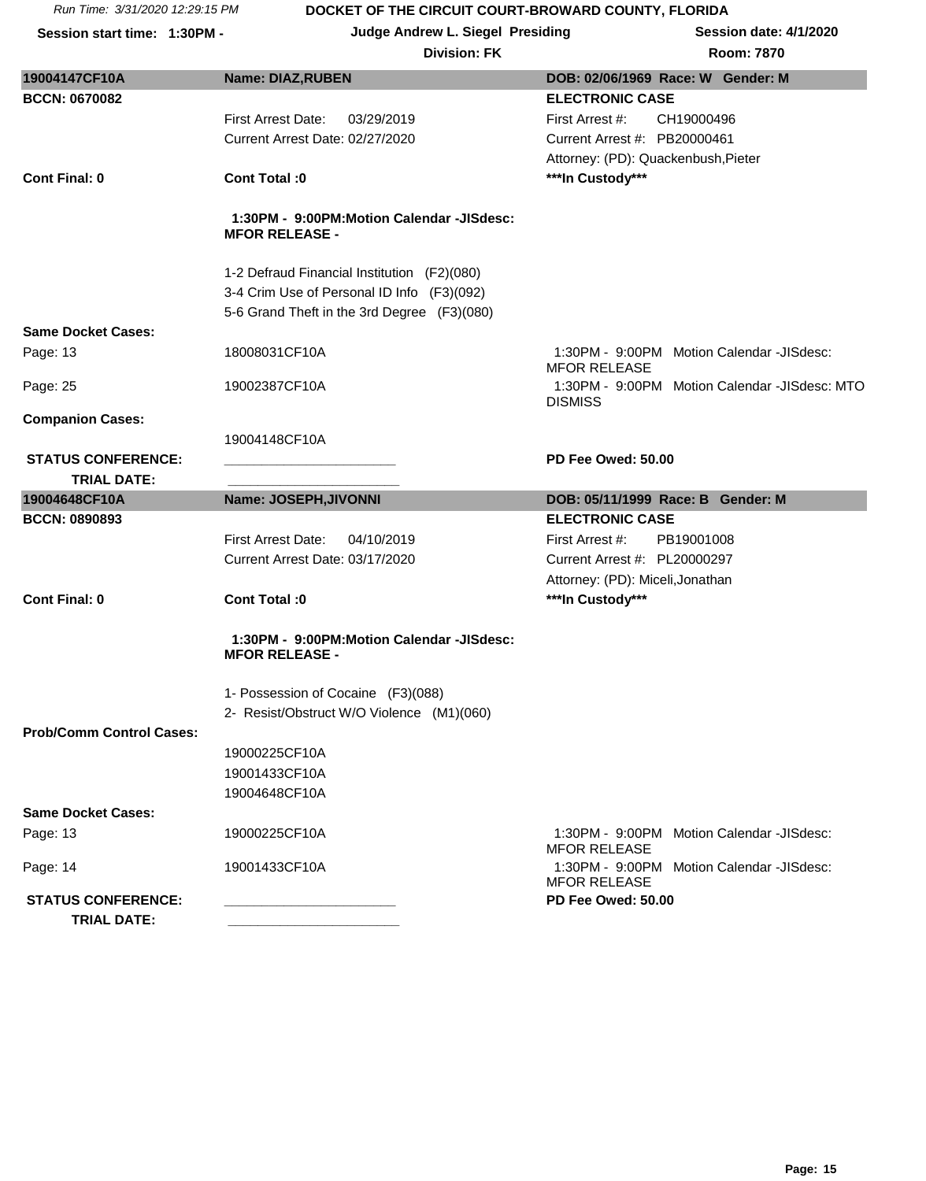# DOCKET OF THE CIRCUIT COURT-BROWARD COUNTY, FLORIDA

Run Time: 3/31/2020 12:29:15 PM

**Session start time: 1:30PM -** **Judge Andrew L. Siegel Presiding** **Session date: 4/1/2020**

**Division: FK** **Room: 7870**

---

**19004147CF10A** | **Name: DIAZ,RUBEN** | **DOB: 02/06/1969 Race: W Gender: M**

**BCCN: 0670082** | | **ELECTRONIC CASE**

First Arrest Date: 03/29/2019 | First Arrest #: CH19000496

Current Arrest Date: 02/27/2020 | Current Arrest #: PB20000461

Attorney: (PD): Quackenbush,Pieter

**Cont Final: 0** | **Cont Total :0** | *****In Custody*****

**1:30PM - 9:00PM:Motion Calendar -JISdesc: MFOR RELEASE -**

1-2 Defraud Financial Institution (F2)(080)
3-4 Crim Use of Personal ID Info (F3)(092)
5-6 Grand Theft in the 3rd Degree (F3)(080)

**Same Docket Cases:**

| Page | Case | Calendar |
|---|---|---|
| Page: 13 | 18008031CF10A | 1:30PM - 9:00PM Motion Calendar -JISdesc: MFOR RELEASE |
| Page: 25 | 19002387CF10A | 1:30PM - 9:00PM Motion Calendar -JISdesc: MTO DISMISS |

**Companion Cases:**

19004148CF10A

**STATUS CONFERENCE:** ______________________ **PD Fee Owed: 50.00**

**TRIAL DATE:** ______________________

---

**19004648CF10A** | **Name: JOSEPH,JIVONNI** | **DOB: 05/11/1999 Race: B Gender: M**

**BCCN: 0890893** | | **ELECTRONIC CASE**

First Arrest Date: 04/10/2019 | First Arrest #: PB19001008

Current Arrest Date: 03/17/2020 | Current Arrest #: PL20000297

Attorney: (PD): Miceli,Jonathan

**Cont Final: 0** | **Cont Total :0** | *****In Custody*****

**1:30PM - 9:00PM:Motion Calendar -JISdesc: MFOR RELEASE -**

1- Possession of Cocaine (F3)(088)
2- Resist/Obstruct W/O Violence (M1)(060)

**Prob/Comm Control Cases:**

19000225CF10A
19001433CF10A
19004648CF10A

**Same Docket Cases:**

| Page | Case | Calendar |
|---|---|---|
| Page: 13 | 19000225CF10A | 1:30PM - 9:00PM Motion Calendar -JISdesc: MFOR RELEASE |
| Page: 14 | 19001433CF10A | 1:30PM - 9:00PM Motion Calendar -JISdesc: MFOR RELEASE |

**STATUS CONFERENCE:** ______________________ **PD Fee Owed: 50.00**

**TRIAL DATE:** ______________________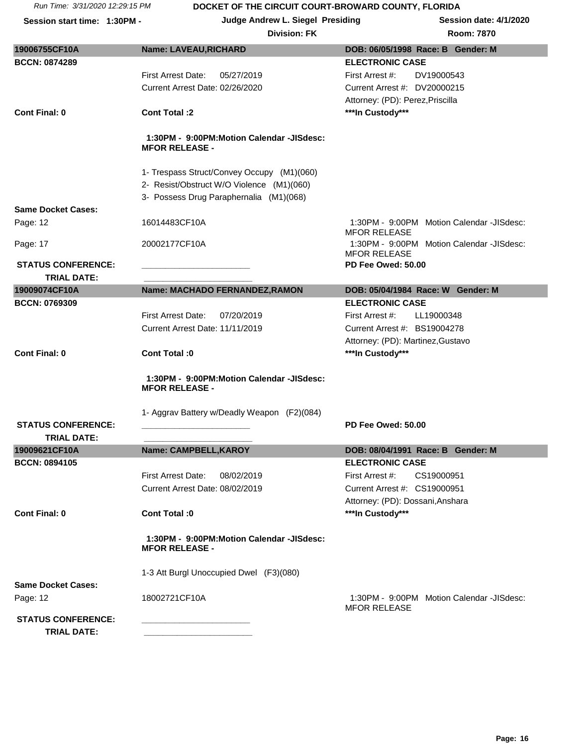**DOCKET OF THE CIRCUIT COURT-BROWARD COUNTY, FLORIDA**

Run Time: 3/31/2020 12:29:15 PM

**Session start time: 1:30PM -** | **Judge Andrew L. Siegel Presiding** | **Session date: 4/1/2020**

**Division: FK** | **Room: 7870**

---

**19006755CF10A** | **Name: LAVEAU,RICHARD** | **DOB: 06/05/1998 Race: B Gender: M**

**BCCN: 0874289** | **ELECTRONIC CASE**

First Arrest Date: 05/27/2019 | First Arrest #: DV19000543

Current Arrest Date: 02/26/2020 | Current Arrest #: DV20000215

Attorney: (PD): Perez,Priscilla

**Cont Final: 0** | **Cont Total :2** | **\*\*\*In Custody\*\*\***

**1:30PM - 9:00PM:Motion Calendar -JISdesc: MFOR RELEASE -**

1- Trespass Struct/Convey Occupy (M1)(060)
2- Resist/Obstruct W/O Violence (M1)(060)
3- Possess Drug Paraphernalia (M1)(068)

**Same Docket Cases:**

| Page | Case | Calendar |
|---|---|---|
| Page: 12 | 16014483CF10A | 1:30PM - 9:00PM Motion Calendar -JISdesc: MFOR RELEASE |
| Page: 17 | 20002177CF10A | 1:30PM - 9:00PM Motion Calendar -JISdesc: MFOR RELEASE |

**STATUS CONFERENCE:** ______________________ **PD Fee Owed: 50.00**

**TRIAL DATE:** ______________________

---

**19009074CF10A** | **Name: MACHADO FERNANDEZ,RAMON** | **DOB: 05/04/1984 Race: W Gender: M**

**BCCN: 0769309** | **ELECTRONIC CASE**

First Arrest Date: 07/20/2019 | First Arrest #: LL19000348

Current Arrest Date: 11/11/2019 | Current Arrest #: BS19004278

Attorney: (PD): Martinez,Gustavo

**Cont Final: 0** | **Cont Total :0** | **\*\*\*In Custody\*\*\***

**1:30PM - 9:00PM:Motion Calendar -JISdesc: MFOR RELEASE -**

1- Aggrav Battery w/Deadly Weapon (F2)(084)

**STATUS CONFERENCE:** ______________________ **PD Fee Owed: 50.00**

**TRIAL DATE:** ______________________

---

**19009621CF10A** | **Name: CAMPBELL,KAROY** | **DOB: 08/04/1991 Race: B Gender: M**

**BCCN: 0894105** | **ELECTRONIC CASE**

First Arrest Date: 08/02/2019 | First Arrest #: CS19000951

Current Arrest Date: 08/02/2019 | Current Arrest #: CS19000951

Attorney: (PD): Dossani,Anshara

**Cont Final: 0** | **Cont Total :0** | **\*\*\*In Custody\*\*\***

**1:30PM - 9:00PM:Motion Calendar -JISdesc: MFOR RELEASE -**

1-3 Att Burgl Unoccupied Dwel (F3)(080)

**Same Docket Cases:**

| Page | Case | Calendar |
|---|---|---|
| Page: 12 | 18002721CF10A | 1:30PM - 9:00PM Motion Calendar -JISdesc: MFOR RELEASE |

**STATUS CONFERENCE:** ______________________

**TRIAL DATE:** ______________________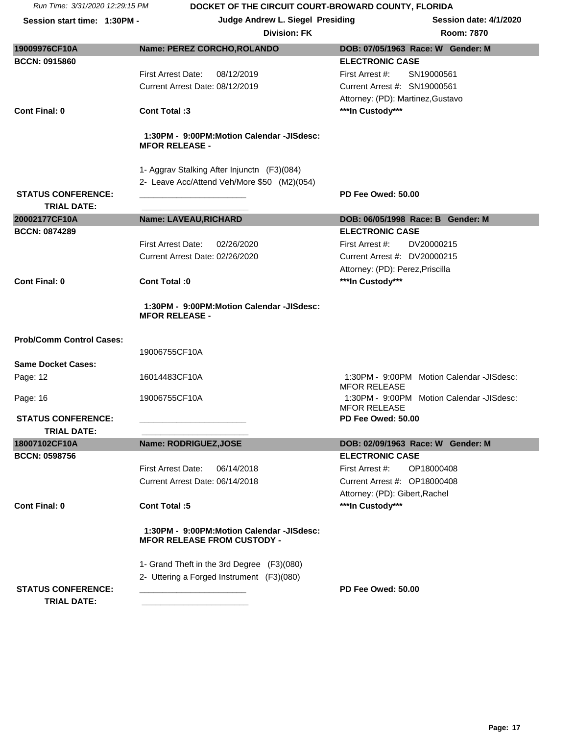Run Time: 3/31/2020 12:29:15 PM

**DOCKET OF THE CIRCUIT COURT-BROWARD COUNTY, FLORIDA**

**Session start time: 1:30PM -** | **Judge Andrew L. Siegel Presiding** | **Session date: 4/1/2020**

**Division: FK** | **Room: 7870**

---

**19009976CF10A** | **Name: PEREZ CORCHO,ROLANDO** | **DOB: 07/05/1963 Race: W Gender: M**

**BCCN: 0915860** | **ELECTRONIC CASE**

First Arrest Date: 08/12/2019 | First Arrest #: SN19000561

Current Arrest Date: 08/12/2019 | Current Arrest #: SN19000561

Attorney: (PD): Martinez,Gustavo

**Cont Final: 0** | **Cont Total :3** | **\*\*\*In Custody\*\*\***

**1:30PM - 9:00PM:Motion Calendar -JISdesc: MFOR RELEASE -**

1- Aggrav Stalking After Injunctn (F3)(084)
2- Leave Acc/Attend Veh/More $50 (M2)(054)

**STATUS CONFERENCE:** ______________________ **PD Fee Owed: 50.00**

**TRIAL DATE:** ______________________

---

**20002177CF10A** | **Name: LAVEAU,RICHARD** | **DOB: 06/05/1998 Race: B Gender: M**

**BCCN: 0874289** | **ELECTRONIC CASE**

First Arrest Date: 02/26/2020 | First Arrest #: DV20000215

Current Arrest Date: 02/26/2020 | Current Arrest #: DV20000215

Attorney: (PD): Perez,Priscilla

**Cont Final: 0** | **Cont Total :0** | **\*\*\*In Custody\*\*\***

**1:30PM - 9:00PM:Motion Calendar -JISdesc: MFOR RELEASE -**

**Prob/Comm Control Cases:**

19006755CF10A

**Same Docket Cases:**

| Page | Case | Calendar |
|---|---|---|
| Page: 12 | 16014483CF10A | 1:30PM - 9:00PM Motion Calendar -JISdesc: MFOR RELEASE |
| Page: 16 | 19006755CF10A | 1:30PM - 9:00PM Motion Calendar -JISdesc: MFOR RELEASE |

**STATUS CONFERENCE:** ______________________ **PD Fee Owed: 50.00**

**TRIAL DATE:** ______________________

---

**18007102CF10A** | **Name: RODRIGUEZ,JOSE** | **DOB: 02/09/1963 Race: W Gender: M**

**BCCN: 0598756** | **ELECTRONIC CASE**

First Arrest Date: 06/14/2018 | First Arrest #: OP18000408

Current Arrest Date: 06/14/2018 | Current Arrest #: OP18000408

Attorney: (PD): Gibert,Rachel

**Cont Final: 0** | **Cont Total :5** | **\*\*\*In Custody\*\*\***

**1:30PM - 9:00PM:Motion Calendar -JISdesc: MFOR RELEASE FROM CUSTODY -**

1- Grand Theft in the 3rd Degree (F3)(080)
2- Uttering a Forged Instrument (F3)(080)

**STATUS CONFERENCE:** ______________________ **PD Fee Owed: 50.00**

**TRIAL DATE:** ______________________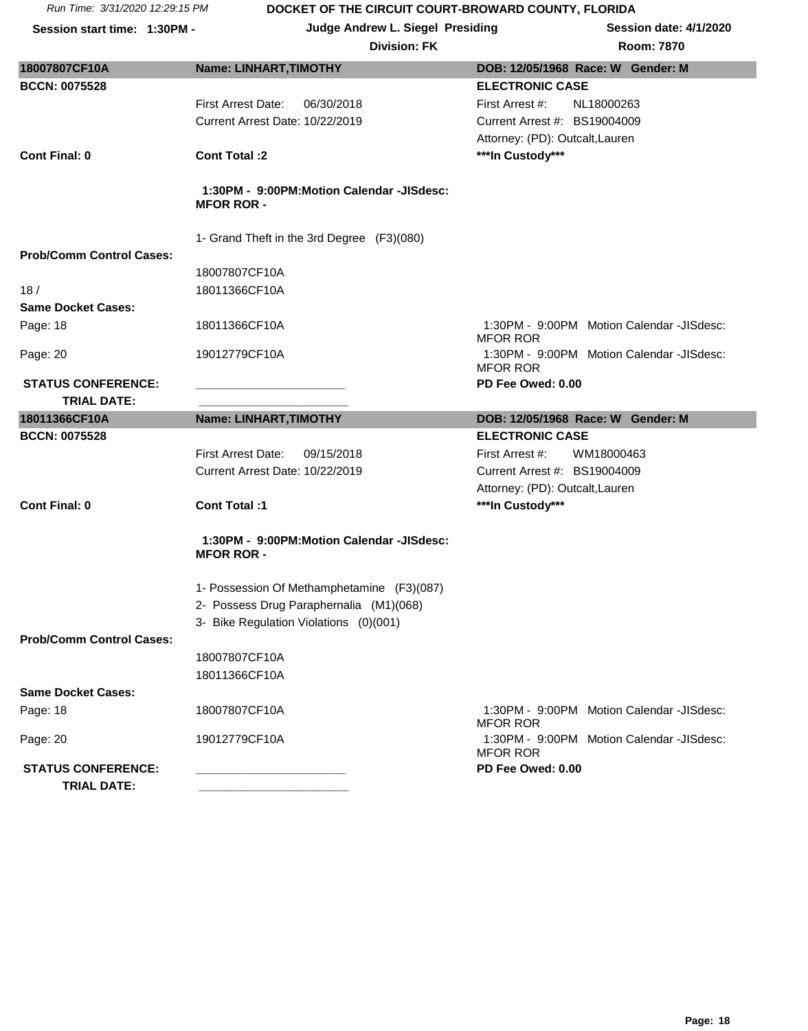Run Time: 3/31/2020 12:29:15 PM

**DOCKET OF THE CIRCUIT COURT-BROWARD COUNTY, FLORIDA**

**Session start time: 1:30PM -** | **Judge Andrew L. Siegel Presiding** | **Session date: 4/1/2020**

**Division: FK** | **Room: 7870**

| **18007807CF10A** | **Name: LINHART,TIMOTHY** | **DOB: 12/05/1968 Race: W Gender: M** |
|---|---|---|
| **BCCN: 0075528** | | **ELECTRONIC CASE** |
| | First Arrest Date: 06/30/2018 | First Arrest #: NL18000263 |
| | Current Arrest Date: 10/22/2019 | Current Arrest #: BS19004009 |
| | | Attorney: (PD): Outcalt,Lauren |
| **Cont Final: 0** | **Cont Total :2** | **\*\*\*In Custody\*\*\*** |
| | **1:30PM - 9:00PM:Motion Calendar -JISdesc: MFOR ROR -** | |
| | 1- Grand Theft in the 3rd Degree (F3)(080) | |
| **Prob/Comm Control Cases:** | | |
| | 18007807CF10A | |
| 18 / | 18011366CF10A | |
| **Same Docket Cases:** | | |
| Page: 18 | 18011366CF10A | 1:30PM - 9:00PM Motion Calendar -JISdesc: MFOR ROR |
| Page: 20 | 19012779CF10A | 1:30PM - 9:00PM Motion Calendar -JISdesc: MFOR ROR |
| **STATUS CONFERENCE:** | ______________________ | **PD Fee Owed: 0.00** |
| **TRIAL DATE:** | ______________________ | |

| **18011366CF10A** | **Name: LINHART,TIMOTHY** | **DOB: 12/05/1968 Race: W Gender: M** |
|---|---|---|
| **BCCN: 0075528** | | **ELECTRONIC CASE** |
| | First Arrest Date: 09/15/2018 | First Arrest #: WM18000463 |
| | Current Arrest Date: 10/22/2019 | Current Arrest #: BS19004009 |
| | | Attorney: (PD): Outcalt,Lauren |
| **Cont Final: 0** | **Cont Total :1** | **\*\*\*In Custody\*\*\*** |
| | **1:30PM - 9:00PM:Motion Calendar -JISdesc: MFOR ROR -** | |
| | 1- Possession Of Methamphetamine (F3)(087) | |
| | 2- Possess Drug Paraphernalia (M1)(068) | |
| | 3- Bike Regulation Violations (0)(001) | |
| **Prob/Comm Control Cases:** | | |
| | 18007807CF10A | |
| | 18011366CF10A | |
| **Same Docket Cases:** | | |
| Page: 18 | 18007807CF10A | 1:30PM - 9:00PM Motion Calendar -JISdesc: MFOR ROR |
| Page: 20 | 19012779CF10A | 1:30PM - 9:00PM Motion Calendar -JISdesc: MFOR ROR |
| **STATUS CONFERENCE:** | ______________________ | **PD Fee Owed: 0.00** |
| **TRIAL DATE:** | ______________________ | |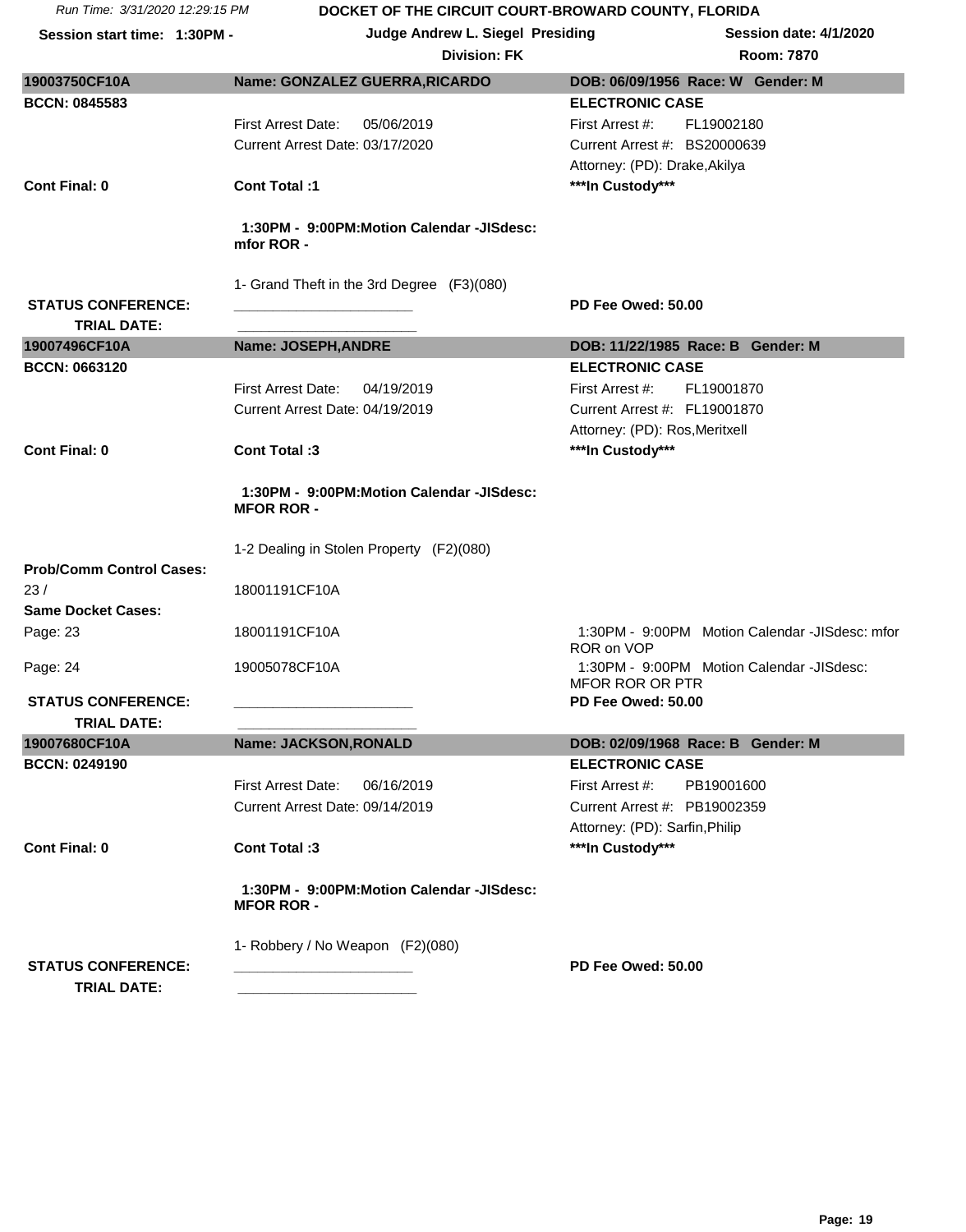Run Time: 3/31/2020 12:29:15 PM

**DOCKET OF THE CIRCUIT COURT-BROWARD COUNTY, FLORIDA**

**Session start time: 1:30PM -** **Judge Andrew L. Siegel Presiding** **Session date: 4/1/2020**

**Division: FK** **Room: 7870**

---

**19003750CF10A** **Name: GONZALEZ GUERRA,RICARDO** **DOB: 06/09/1956 Race: W Gender: M**

**BCCN: 0845583** **ELECTRONIC CASE**

First Arrest Date: 05/06/2019 First Arrest #: FL19002180

Current Arrest Date: 03/17/2020 Current Arrest #: BS20000639

Attorney: (PD): Drake,Akilya

**Cont Final: 0** **Cont Total :1** **\*\*\*In Custody\*\*\***

**1:30PM - 9:00PM:Motion Calendar -JISdesc: mfor ROR -**

1- Grand Theft in the 3rd Degree (F3)(080)

**STATUS CONFERENCE:** _______________________ **PD Fee Owed: 50.00**

**TRIAL DATE:** _______________________

---

**19007496CF10A** **Name: JOSEPH,ANDRE** **DOB: 11/22/1985 Race: B Gender: M**

**BCCN: 0663120** **ELECTRONIC CASE**

First Arrest Date: 04/19/2019 First Arrest #: FL19001870

Current Arrest Date: 04/19/2019 Current Arrest #: FL19001870

Attorney: (PD): Ros,Meritxell

**Cont Final: 0** **Cont Total :3** **\*\*\*In Custody\*\*\***

**1:30PM - 9:00PM:Motion Calendar -JISdesc: MFOR ROR -**

1-2 Dealing in Stolen Property (F2)(080)

**Prob/Comm Control Cases:**

23 / 18001191CF10A

**Same Docket Cases:**

| Page | Case | Calendar |
|---|---|---|
| Page: 23 | 18001191CF10A | 1:30PM - 9:00PM Motion Calendar -JISdesc: mfor ROR on VOP |
| Page: 24 | 19005078CF10A | 1:30PM - 9:00PM Motion Calendar -JISdesc: MFOR ROR OR PTR |

**STATUS CONFERENCE:** _______________________ **PD Fee Owed: 50.00**

**TRIAL DATE:** _______________________

---

**19007680CF10A** **Name: JACKSON,RONALD** **DOB: 02/09/1968 Race: B Gender: M**

**BCCN: 0249190** **ELECTRONIC CASE**

First Arrest Date: 06/16/2019 First Arrest #: PB19001600

Current Arrest Date: 09/14/2019 Current Arrest #: PB19002359

Attorney: (PD): Sarfin,Philip

**Cont Final: 0** **Cont Total :3** **\*\*\*In Custody\*\*\***

**1:30PM - 9:00PM:Motion Calendar -JISdesc: MFOR ROR -**

1- Robbery / No Weapon (F2)(080)

**STATUS CONFERENCE:** _______________________ **PD Fee Owed: 50.00**

**TRIAL DATE:** _______________________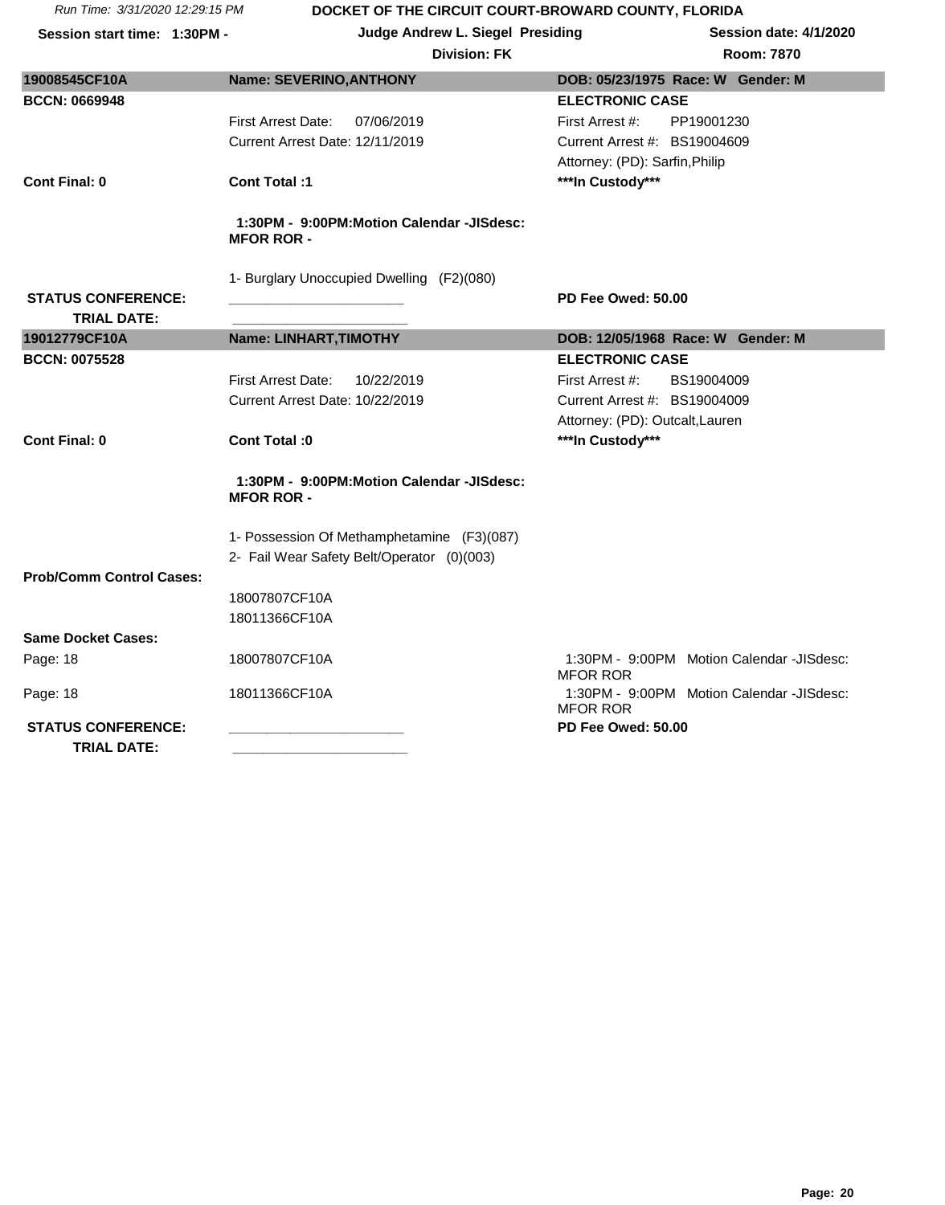Run Time: 3/31/2020 12:29:15 PM

**DOCKET OF THE CIRCUIT COURT-BROWARD COUNTY, FLORIDA**

**Session start time: 1:30PM -** | **Judge Andrew L. Siegel Presiding** | **Session date: 4/1/2020**

**Division: FK** | **Room: 7870**

| **19008545CF10A** | **Name: SEVERINO,ANTHONY** | **DOB: 05/23/1975 Race: W Gender: M** |
|---|---|---|
| **BCCN: 0669948** | | **ELECTRONIC CASE** |
| | First Arrest Date: 07/06/2019 | First Arrest #: PP19001230 |
| | Current Arrest Date: 12/11/2019 | Current Arrest #: BS19004609 |
| | | Attorney: (PD): Sarfin,Philip |
| **Cont Final: 0** | **Cont Total :1** | *****In Custody***** |
| | **1:30PM - 9:00PM:Motion Calendar -JISdesc: MFOR ROR -** | |
| | 1- Burglary Unoccupied Dwelling (F2)(080) | |
| **STATUS CONFERENCE:** | ______________________ | **PD Fee Owed: 50.00** |
| **TRIAL DATE:** | ______________________ | |

| **19012779CF10A** | **Name: LINHART,TIMOTHY** | **DOB: 12/05/1968 Race: W Gender: M** |
|---|---|---|
| **BCCN: 0075528** | | **ELECTRONIC CASE** |
| | First Arrest Date: 10/22/2019 | First Arrest #: BS19004009 |
| | Current Arrest Date: 10/22/2019 | Current Arrest #: BS19004009 |
| | | Attorney: (PD): Outcalt,Lauren |
| **Cont Final: 0** | **Cont Total :0** | *****In Custody***** |
| | **1:30PM - 9:00PM:Motion Calendar -JISdesc: MFOR ROR -** | |
| | 1- Possession Of Methamphetamine (F3)(087) | |
| | 2- Fail Wear Safety Belt/Operator (0)(003) | |
| **Prob/Comm Control Cases:** | | |
| | 18007807CF10A | |
| | 18011366CF10A | |
| **Same Docket Cases:** | | |
| Page: 18 | 18007807CF10A | 1:30PM - 9:00PM Motion Calendar -JISdesc: MFOR ROR |
| Page: 18 | 18011366CF10A | 1:30PM - 9:00PM Motion Calendar -JISdesc: MFOR ROR |
| **STATUS CONFERENCE:** | ______________________ | **PD Fee Owed: 50.00** |
| **TRIAL DATE:** | ______________________ | |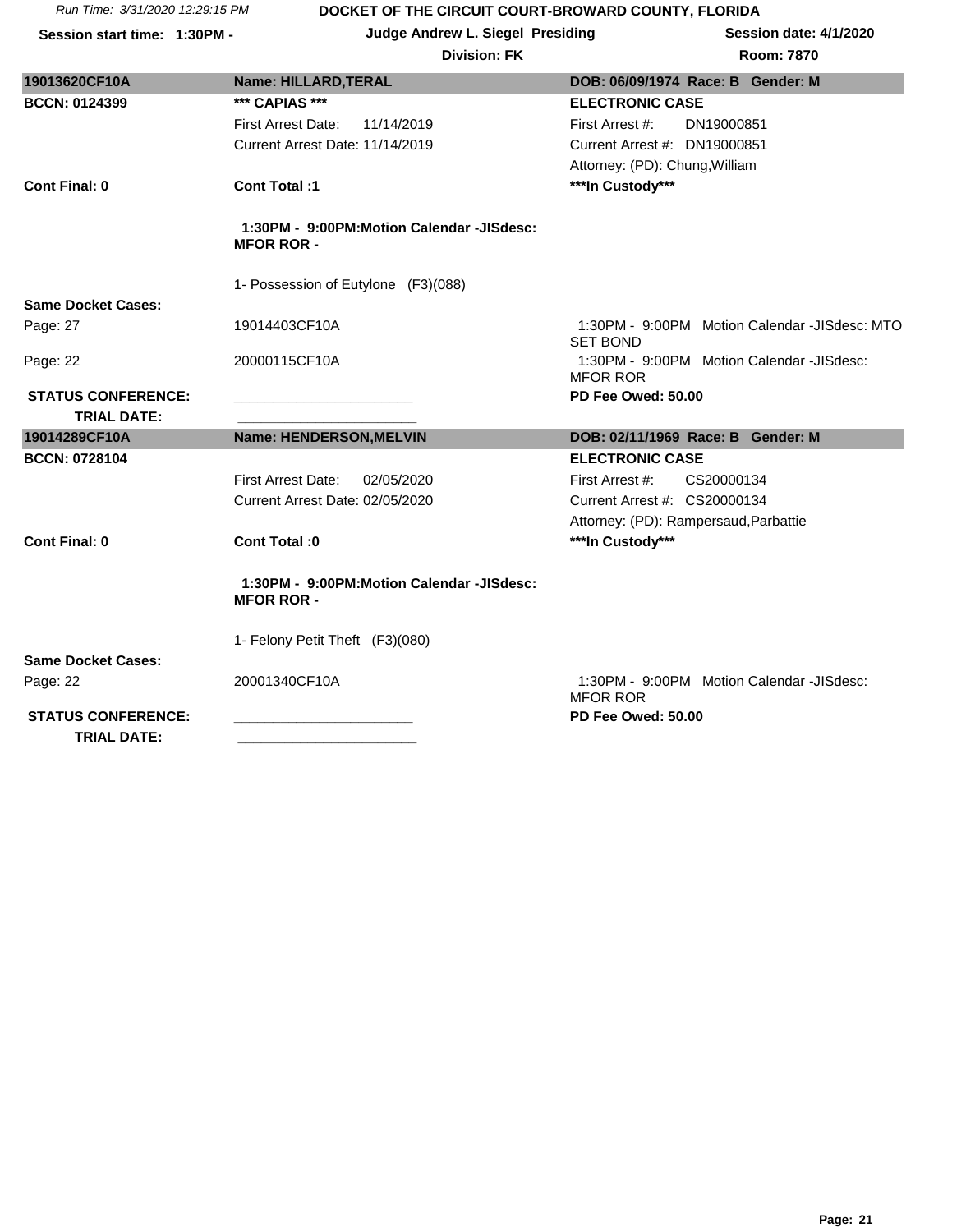**DOCKET OF THE CIRCUIT COURT-BROWARD COUNTY, FLORIDA**

Run Time: 3/31/2020 12:29:15 PM

**Session start time: 1:30PM -** | **Judge Andrew L. Siegel Presiding** | **Session date: 4/1/2020**

**Division: FK** | **Room: 7870**

| **19013620CF10A** | **Name: HILLARD,TERAL** | **DOB: 06/09/1974 Race: B Gender: M** |
|---|---|---|
| **BCCN: 0124399** | **\*\*\* CAPIAS \*\*\*** | **ELECTRONIC CASE** |
| | First Arrest Date: 11/14/2019 | First Arrest #: DN19000851 |
| | Current Arrest Date: 11/14/2019 | Current Arrest #: DN19000851 |
| | | Attorney: (PD): Chung,William |
| **Cont Final: 0** | **Cont Total :1** | **\*\*\*In Custody\*\*\*** |
| | **1:30PM - 9:00PM:Motion Calendar -JISdesc: MFOR ROR -** | |
| | 1- Possession of Eutylone (F3)(088) | |
| **Same Docket Cases:** | | |
| Page: 27 | 19014403CF10A | 1:30PM - 9:00PM Motion Calendar -JISdesc: MTO SET BOND |
| Page: 22 | 20000115CF10A | 1:30PM - 9:00PM Motion Calendar -JISdesc: MFOR ROR |
| **STATUS CONFERENCE:** | ______________________ | **PD Fee Owed: 50.00** |
| **TRIAL DATE:** | ______________________ | |

| **19014289CF10A** | **Name: HENDERSON,MELVIN** | **DOB: 02/11/1969 Race: B Gender: M** |
|---|---|---|
| **BCCN: 0728104** | | **ELECTRONIC CASE** |
| | First Arrest Date: 02/05/2020 | First Arrest #: CS20000134 |
| | Current Arrest Date: 02/05/2020 | Current Arrest #: CS20000134 |
| | | Attorney: (PD): Rampersaud,Parbattie |
| **Cont Final: 0** | **Cont Total :0** | **\*\*\*In Custody\*\*\*** |
| | **1:30PM - 9:00PM:Motion Calendar -JISdesc: MFOR ROR -** | |
| | 1- Felony Petit Theft (F3)(080) | |
| **Same Docket Cases:** | | |
| Page: 22 | 20001340CF10A | 1:30PM - 9:00PM Motion Calendar -JISdesc: MFOR ROR |
| **STATUS CONFERENCE:** | ______________________ | **PD Fee Owed: 50.00** |
| **TRIAL DATE:** | ______________________ | |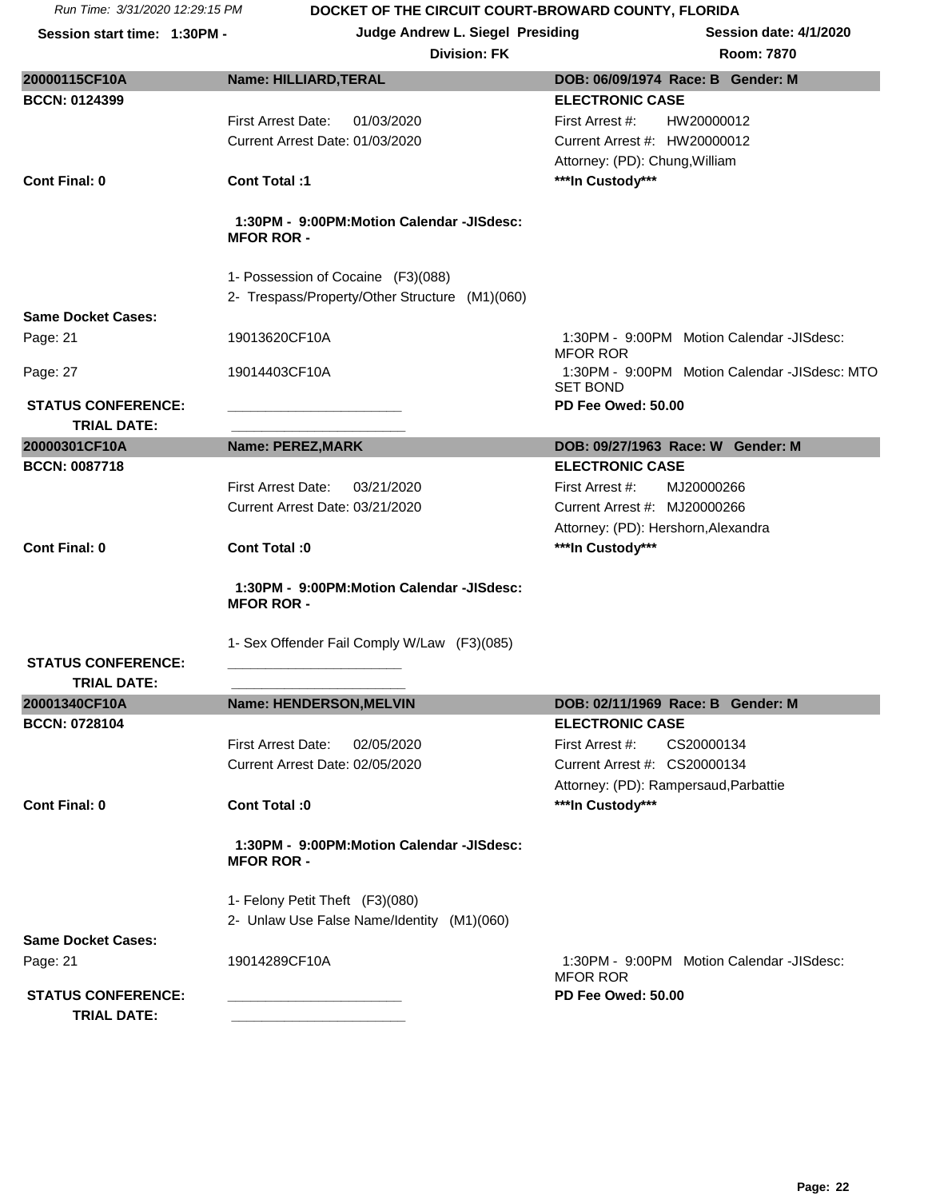Run Time: 3/31/2020 12:29:15 PM

**DOCKET OF THE CIRCUIT COURT-BROWARD COUNTY, FLORIDA**

**Session start time: 1:30PM -** | **Judge Andrew L. Siegel Presiding** | **Session date: 4/1/2020**

**Division: FK** | **Room: 7870**

| **20000115CF10A** | **Name: HILLIARD,TERAL** | **DOB: 06/09/1974 Race: B Gender: M** |
|---|---|---|
| **BCCN: 0124399** | | **ELECTRONIC CASE** |
| | First Arrest Date: 01/03/2020 | First Arrest #: HW20000012 |
| | Current Arrest Date: 01/03/2020 | Current Arrest #: HW20000012 |
| | | Attorney: (PD): Chung,William |
| **Cont Final: 0** | **Cont Total :1** | *****In Custody***** |
| | **1:30PM - 9:00PM:Motion Calendar -JISdesc: MFOR ROR -** | |
| | 1- Possession of Cocaine (F3)(088) | |
| | 2- Trespass/Property/Other Structure (M1)(060) | |
| **Same Docket Cases:** | | |
| Page: 21 | 19013620CF10A | 1:30PM - 9:00PM Motion Calendar -JISdesc: MFOR ROR |
| Page: 27 | 19014403CF10A | 1:30PM - 9:00PM Motion Calendar -JISdesc: MTO SET BOND |
| **STATUS CONFERENCE:** | ______________________ | **PD Fee Owed: 50.00** |
| **TRIAL DATE:** | ______________________ | |

| **20000301CF10A** | **Name: PEREZ,MARK** | **DOB: 09/27/1963 Race: W Gender: M** |
|---|---|---|
| **BCCN: 0087718** | | **ELECTRONIC CASE** |
| | First Arrest Date: 03/21/2020 | First Arrest #: MJ20000266 |
| | Current Arrest Date: 03/21/2020 | Current Arrest #: MJ20000266 |
| | | Attorney: (PD): Hershorn,Alexandra |
| **Cont Final: 0** | **Cont Total :0** | *****In Custody***** |
| | **1:30PM - 9:00PM:Motion Calendar -JISdesc: MFOR ROR -** | |
| | 1- Sex Offender Fail Comply W/Law (F3)(085) | |
| **STATUS CONFERENCE:** | ______________________ | |
| **TRIAL DATE:** | ______________________ | |

| **20001340CF10A** | **Name: HENDERSON,MELVIN** | **DOB: 02/11/1969 Race: B Gender: M** |
|---|---|---|
| **BCCN: 0728104** | | **ELECTRONIC CASE** |
| | First Arrest Date: 02/05/2020 | First Arrest #: CS20000134 |
| | Current Arrest Date: 02/05/2020 | Current Arrest #: CS20000134 |
| | | Attorney: (PD): Rampersaud,Parbattie |
| **Cont Final: 0** | **Cont Total :0** | *****In Custody***** |
| | **1:30PM - 9:00PM:Motion Calendar -JISdesc: MFOR ROR -** | |
| | 1- Felony Petit Theft (F3)(080) | |
| | 2- Unlaw Use False Name/Identity (M1)(060) | |
| **Same Docket Cases:** | | |
| Page: 21 | 19014289CF10A | 1:30PM - 9:00PM Motion Calendar -JISdesc: MFOR ROR |
| **STATUS CONFERENCE:** | ______________________ | **PD Fee Owed: 50.00** |
| **TRIAL DATE:** | ______________________ | |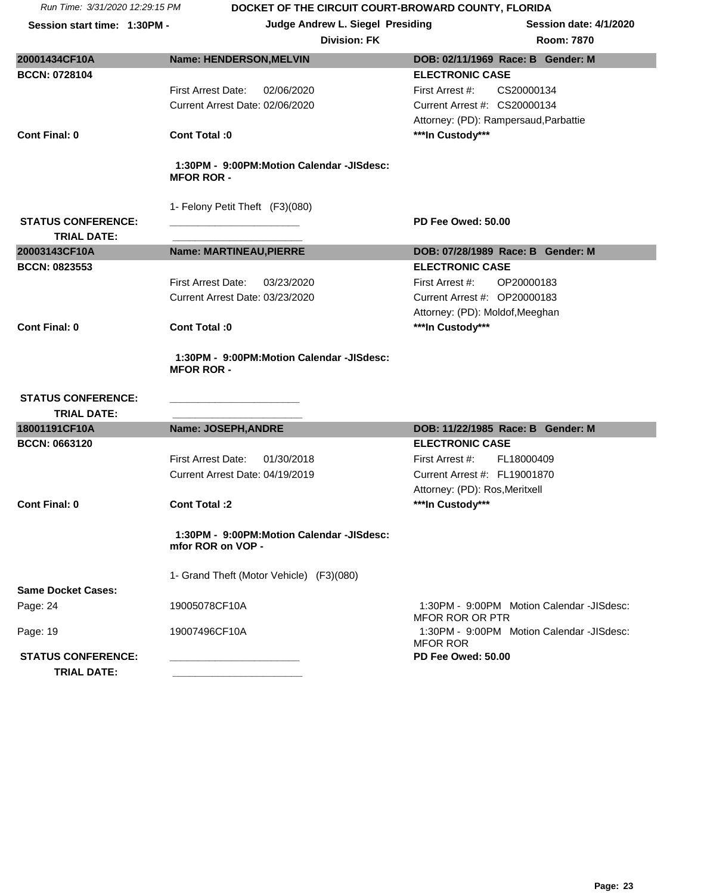Run Time: 3/31/2020 12:29:15 PM

**DOCKET OF THE CIRCUIT COURT-BROWARD COUNTY, FLORIDA**

**Session start time: 1:30PM -** | **Judge Andrew L. Siegel Presiding** | **Session date: 4/1/2020**

**Division: FK** | **Room: 7870**

---

**20001434CF10A** | **Name: HENDERSON,MELVIN** | **DOB: 02/11/1969 Race: B Gender: M**

**BCCN: 0728104** | **ELECTRONIC CASE**

First Arrest Date: 02/06/2020 | First Arrest #: CS20000134

Current Arrest Date: 02/06/2020 | Current Arrest #: CS20000134

Attorney: (PD): Rampersaud,Parbattie

**Cont Final: 0** | **Cont Total :0** | *****In Custody*****

**1:30PM - 9:00PM:Motion Calendar -JISdesc: MFOR ROR -**

1- Felony Petit Theft (F3)(080)

**STATUS CONFERENCE:** ______________________ | **PD Fee Owed: 50.00**

**TRIAL DATE:** ______________________

---

**20003143CF10A** | **Name: MARTINEAU,PIERRE** | **DOB: 07/28/1989 Race: B Gender: M**

**BCCN: 0823553** | **ELECTRONIC CASE**

First Arrest Date: 03/23/2020 | First Arrest #: OP20000183

Current Arrest Date: 03/23/2020 | Current Arrest #: OP20000183

Attorney: (PD): Moldof,Meeghan

**Cont Final: 0** | **Cont Total :0** | *****In Custody*****

**1:30PM - 9:00PM:Motion Calendar -JISdesc: MFOR ROR -**

**STATUS CONFERENCE:** ______________________

**TRIAL DATE:** ______________________

---

**18001191CF10A** | **Name: JOSEPH,ANDRE** | **DOB: 11/22/1985 Race: B Gender: M**

**BCCN: 0663120** | **ELECTRONIC CASE**

First Arrest Date: 01/30/2018 | First Arrest #: FL18000409

Current Arrest Date: 04/19/2019 | Current Arrest #: FL19001870

Attorney: (PD): Ros,Meritxell

**Cont Final: 0** | **Cont Total :2** | *****In Custody*****

**1:30PM - 9:00PM:Motion Calendar -JISdesc: mfor ROR on VOP -**

1- Grand Theft (Motor Vehicle) (F3)(080)

**Same Docket Cases:**

| Page | Case | Calendar |
|---|---|---|
| Page: 24 | 19005078CF10A | 1:30PM - 9:00PM Motion Calendar -JISdesc: MFOR ROR OR PTR |
| Page: 19 | 19007496CF10A | 1:30PM - 9:00PM Motion Calendar -JISdesc: MFOR ROR |

**STATUS CONFERENCE:** ______________________ | **PD Fee Owed: 50.00**

**TRIAL DATE:** ______________________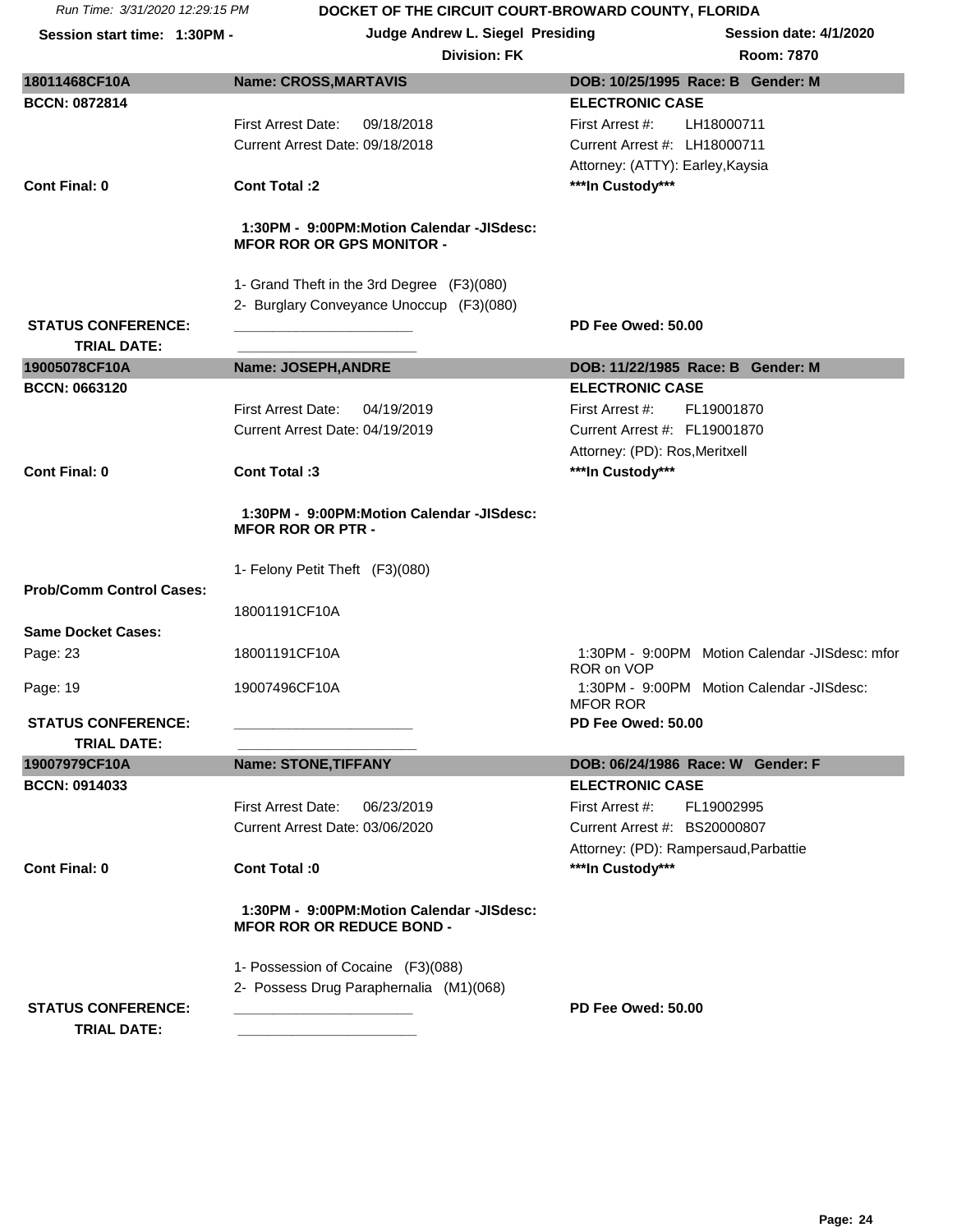**18011468CF10A** | **Name: CROSS,MARTAVIS** | **DOB: 10/25/1995 Race: B Gender: M**

**BCCN: 0872814**

**ELECTRONIC CASE**

First Arrest Date: 09/18/2018
Current Arrest Date: 09/18/2018

First Arrest #: LH18000711
Current Arrest #: LH18000711
Attorney: (ATTY): Earley,Kaysia

**Cont Final: 0** **Cont Total :2** *****In Custody*****

**1:30PM - 9:00PM:Motion Calendar -JISdesc: MFOR ROR OR GPS MONITOR -**

1- Grand Theft in the 3rd Degree (F3)(080)
2- Burglary Conveyance Unoccup (F3)(080)

**STATUS CONFERENCE:** ______________________ **PD Fee Owed: 50.00**

**TRIAL DATE:** ______________________

---

**19005078CF10A** | **Name: JOSEPH,ANDRE** | **DOB: 11/22/1985 Race: B Gender: M**

**BCCN: 0663120**

**ELECTRONIC CASE**

First Arrest Date: 04/19/2019
Current Arrest Date: 04/19/2019

First Arrest #: FL19001870
Current Arrest #: FL19001870
Attorney: (PD): Ros,Meritxell

**Cont Final: 0** **Cont Total :3** *****In Custody*****

**1:30PM - 9:00PM:Motion Calendar -JISdesc: MFOR ROR OR PTR -**

1- Felony Petit Theft (F3)(080)

**Prob/Comm Control Cases:**

18001191CF10A

**Same Docket Cases:**

| Page | Case | Calendar |
|---|---|---|
| Page: 23 | 18001191CF10A | 1:30PM - 9:00PM Motion Calendar -JISdesc: mfor ROR on VOP |
| Page: 19 | 19007496CF10A | 1:30PM - 9:00PM Motion Calendar -JISdesc: MFOR ROR |

**STATUS CONFERENCE:** ______________________ **PD Fee Owed: 50.00**

**TRIAL DATE:** ______________________

---

**19007979CF10A** | **Name: STONE,TIFFANY** | **DOB: 06/24/1986 Race: W Gender: F**

**BCCN: 0914033**

**ELECTRONIC CASE**

First Arrest Date: 06/23/2019
Current Arrest Date: 03/06/2020

First Arrest #: FL19002995
Current Arrest #: BS20000807
Attorney: (PD): Rampersaud,Parbattie

**Cont Final: 0** **Cont Total :0** *****In Custody*****

**1:30PM - 9:00PM:Motion Calendar -JISdesc: MFOR ROR OR REDUCE BOND -**

1- Possession of Cocaine (F3)(088)
2- Possess Drug Paraphernalia (M1)(068)

**STATUS CONFERENCE:** ______________________ **PD Fee Owed: 50.00**

**TRIAL DATE:** ______________________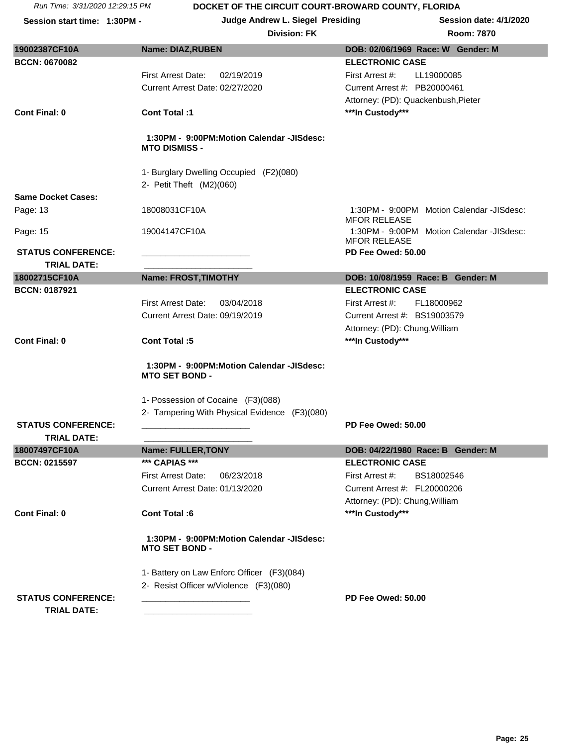Run Time: 3/31/2020 12:29:15 PM

**DOCKET OF THE CIRCUIT COURT-BROWARD COUNTY, FLORIDA**

**Session start time: 1:30PM -** | **Judge Andrew L. Siegel Presiding** | **Session date: 4/1/2020**

**Division: FK** | **Room: 7870**

---

**19002387CF10A** | **Name: DIAZ,RUBEN** | **DOB: 02/06/1969 Race: W Gender: M**

**BCCN: 0670082** | **ELECTRONIC CASE**

First Arrest Date: 02/19/2019 | First Arrest #: LL19000085

Current Arrest Date: 02/27/2020 | Current Arrest #: PB20000461

Attorney: (PD): Quackenbush,Pieter

**Cont Final: 0** | **Cont Total :1** | **\*\*\*In Custody\*\*\***

**1:30PM - 9:00PM:Motion Calendar -JISdesc: MTO DISMISS -**

1- Burglary Dwelling Occupied (F2)(080)
2- Petit Theft (M2)(060)

**Same Docket Cases:**

| Page | Case | Calendar |
|---|---|---|
| Page: 13 | 18008031CF10A | 1:30PM - 9:00PM Motion Calendar -JISdesc: MFOR RELEASE |
| Page: 15 | 19004147CF10A | 1:30PM - 9:00PM Motion Calendar -JISdesc: MFOR RELEASE |

**STATUS CONFERENCE:** ______________________ **PD Fee Owed: 50.00**

**TRIAL DATE:** ______________________

---

**18002715CF10A** | **Name: FROST,TIMOTHY** | **DOB: 10/08/1959 Race: B Gender: M**

**BCCN: 0187921** | **ELECTRONIC CASE**

First Arrest Date: 03/04/2018 | First Arrest #: FL18000962

Current Arrest Date: 09/19/2019 | Current Arrest #: BS19003579

Attorney: (PD): Chung,William

**Cont Final: 0** | **Cont Total :5** | **\*\*\*In Custody\*\*\***

**1:30PM - 9:00PM:Motion Calendar -JISdesc: MTO SET BOND -**

1- Possession of Cocaine (F3)(088)
2- Tampering With Physical Evidence (F3)(080)

**STATUS CONFERENCE:** ______________________ **PD Fee Owed: 50.00**

**TRIAL DATE:** ______________________

---

**18007497CF10A** | **Name: FULLER,TONY** | **DOB: 04/22/1980 Race: B Gender: M**

**BCCN: 0215597** | **\*\*\* CAPIAS \*\*\*** | **ELECTRONIC CASE**

First Arrest Date: 06/23/2018 | First Arrest #: BS18002546

Current Arrest Date: 01/13/2020 | Current Arrest #: FL20000206

Attorney: (PD): Chung,William

**Cont Final: 0** | **Cont Total :6** | **\*\*\*In Custody\*\*\***

**1:30PM - 9:00PM:Motion Calendar -JISdesc: MTO SET BOND -**

1- Battery on Law Enforc Officer (F3)(084)
2- Resist Officer w/Violence (F3)(080)

**STATUS CONFERENCE:** ______________________ **PD Fee Owed: 50.00**

**TRIAL DATE:** ______________________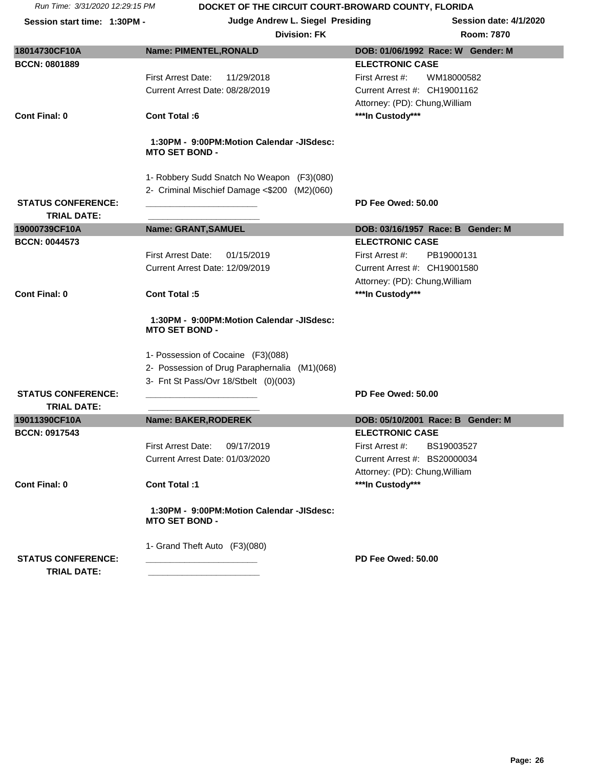Run Time: 3/31/2020 12:29:15 PM

**DOCKET OF THE CIRCUIT COURT-BROWARD COUNTY, FLORIDA**

**Session start time: 1:30PM -** | **Judge Andrew L. Siegel Presiding** | **Session date: 4/1/2020**

**Division: FK** | **Room: 7870**

---

**18014730CF10A** | **Name: PIMENTEL,RONALD** | **DOB: 01/06/1992 Race: W Gender: M**

**BCCN: 0801889** | **ELECTRONIC CASE**

First Arrest Date: 11/29/2018 | First Arrest #: WM18000582

Current Arrest Date: 08/28/2019 | Current Arrest #: CH19001162

Attorney: (PD): Chung,William

**Cont Final: 0** | **Cont Total :6** | *****In Custody*****

**1:30PM - 9:00PM:Motion Calendar -JISdesc: MTO SET BOND -**

1- Robbery Sudd Snatch No Weapon (F3)(080)
2- Criminal Mischief Damage <$200 (M2)(060)

**STATUS CONFERENCE:** ______________________ **PD Fee Owed: 50.00**

**TRIAL DATE:** ______________________

---

**19000739CF10A** | **Name: GRANT,SAMUEL** | **DOB: 03/16/1957 Race: B Gender: M**

**BCCN: 0044573** | **ELECTRONIC CASE**

First Arrest Date: 01/15/2019 | First Arrest #: PB19000131

Current Arrest Date: 12/09/2019 | Current Arrest #: CH19001580

Attorney: (PD): Chung,William

**Cont Final: 0** | **Cont Total :5** | *****In Custody*****

**1:30PM - 9:00PM:Motion Calendar -JISdesc: MTO SET BOND -**

1- Possession of Cocaine (F3)(088)
2- Possession of Drug Paraphernalia (M1)(068)
3- Fnt St Pass/Ovr 18/Stbelt (0)(003)

**STATUS CONFERENCE:** ______________________ **PD Fee Owed: 50.00**

**TRIAL DATE:** ______________________

---

**19011390CF10A** | **Name: BAKER,RODEREK** | **DOB: 05/10/2001 Race: B Gender: M**

**BCCN: 0917543** | **ELECTRONIC CASE**

First Arrest Date: 09/17/2019 | First Arrest #: BS19003527

Current Arrest Date: 01/03/2020 | Current Arrest #: BS20000034

Attorney: (PD): Chung,William

**Cont Final: 0** | **Cont Total :1** | *****In Custody*****

**1:30PM - 9:00PM:Motion Calendar -JISdesc: MTO SET BOND -**

1- Grand Theft Auto (F3)(080)

**STATUS CONFERENCE:** ______________________ **PD Fee Owed: 50.00**

**TRIAL DATE:** ______________________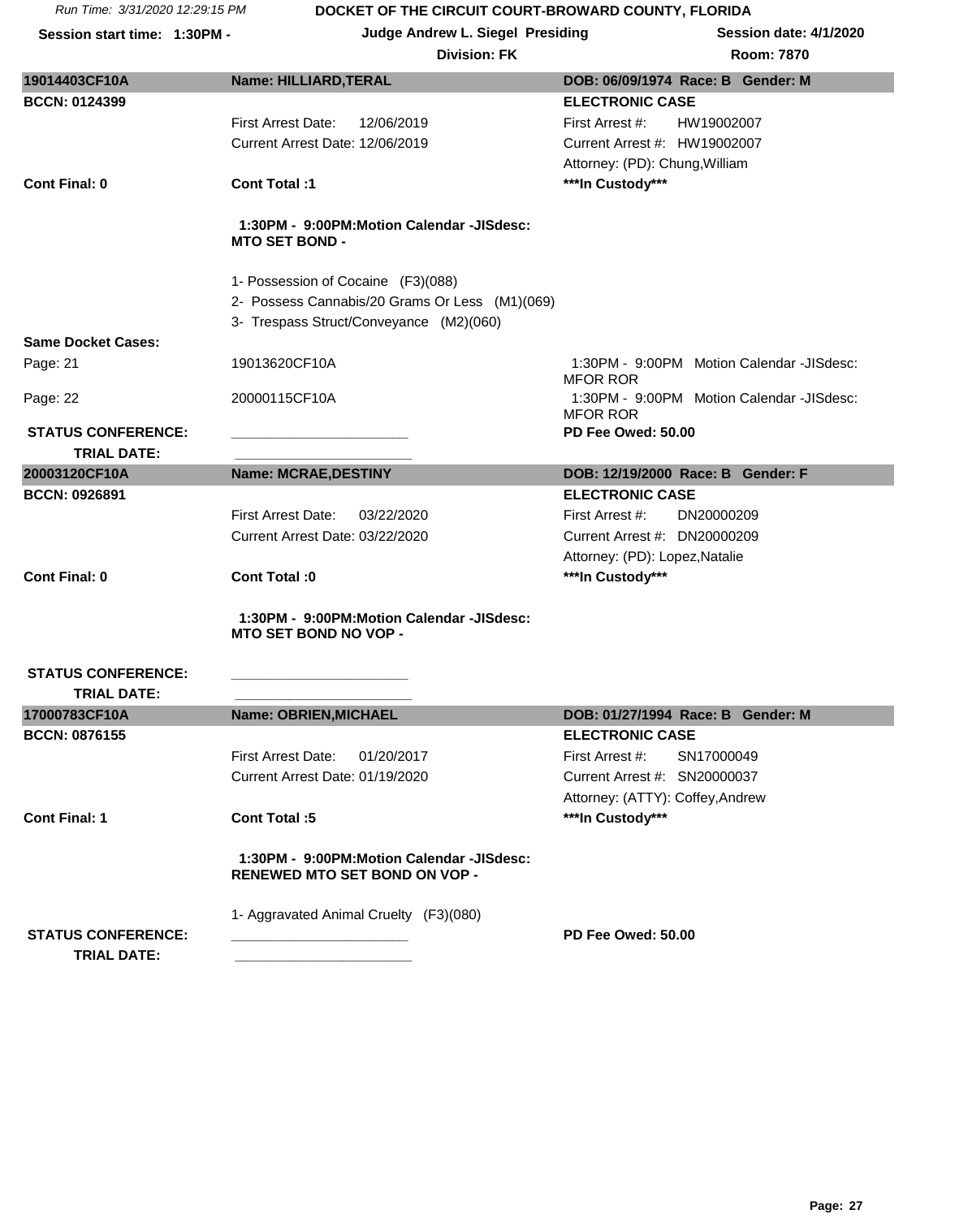Run Time: 3/31/2020 12:29:15 PM

**DOCKET OF THE CIRCUIT COURT-BROWARD COUNTY, FLORIDA**

**Session start time: 1:30PM -** | **Judge Andrew L. Siegel Presiding** | **Session date: 4/1/2020**

**Division: FK** | **Room: 7870**

---

| **19014403CF10A** | **Name: HILLIARD,TERAL** | **DOB: 06/09/1974 Race: B Gender: M** |
|---|---|---|
| **BCCN: 0124399** | | **ELECTRONIC CASE** |
| | First Arrest Date: 12/06/2019 | First Arrest #: HW19002007 |
| | Current Arrest Date: 12/06/2019 | Current Arrest #: HW19002007 |
| | | Attorney: (PD): Chung,William |
| **Cont Final: 0** | **Cont Total :1** | **\*\*\*In Custody\*\*\*** |

**1:30PM - 9:00PM:Motion Calendar -JISdesc: MTO SET BOND -**

1- Possession of Cocaine (F3)(088)
2- Possess Cannabis/20 Grams Or Less (M1)(069)
3- Trespass Struct/Conveyance (M2)(060)

**Same Docket Cases:**

| | | |
|---|---|---|
| Page: 21 | 19013620CF10A | 1:30PM - 9:00PM Motion Calendar -JISdesc: MFOR ROR |
| Page: 22 | 20000115CF10A | 1:30PM - 9:00PM Motion Calendar -JISdesc: MFOR ROR |

**STATUS CONFERENCE:** ______________________ **PD Fee Owed: 50.00**

**TRIAL DATE:** ______________________

---

| **20003120CF10A** | **Name: MCRAE,DESTINY** | **DOB: 12/19/2000 Race: B Gender: F** |
|---|---|---|
| **BCCN: 0926891** | | **ELECTRONIC CASE** |
| | First Arrest Date: 03/22/2020 | First Arrest #: DN20000209 |
| | Current Arrest Date: 03/22/2020 | Current Arrest #: DN20000209 |
| | | Attorney: (PD): Lopez,Natalie |
| **Cont Final: 0** | **Cont Total :0** | **\*\*\*In Custody\*\*\*** |

**1:30PM - 9:00PM:Motion Calendar -JISdesc: MTO SET BOND NO VOP -**

**STATUS CONFERENCE:** ______________________

**TRIAL DATE:** ______________________

---

| **17000783CF10A** | **Name: OBRIEN,MICHAEL** | **DOB: 01/27/1994 Race: B Gender: M** |
|---|---|---|
| **BCCN: 0876155** | | **ELECTRONIC CASE** |
| | First Arrest Date: 01/20/2017 | First Arrest #: SN17000049 |
| | Current Arrest Date: 01/19/2020 | Current Arrest #: SN20000037 |
| | | Attorney: (ATTY): Coffey,Andrew |
| **Cont Final: 1** | **Cont Total :5** | **\*\*\*In Custody\*\*\*** |

**1:30PM - 9:00PM:Motion Calendar -JISdesc: RENEWED MTO SET BOND ON VOP -**

1- Aggravated Animal Cruelty (F3)(080)

**STATUS CONFERENCE:** ______________________ **PD Fee Owed: 50.00**

**TRIAL DATE:** ______________________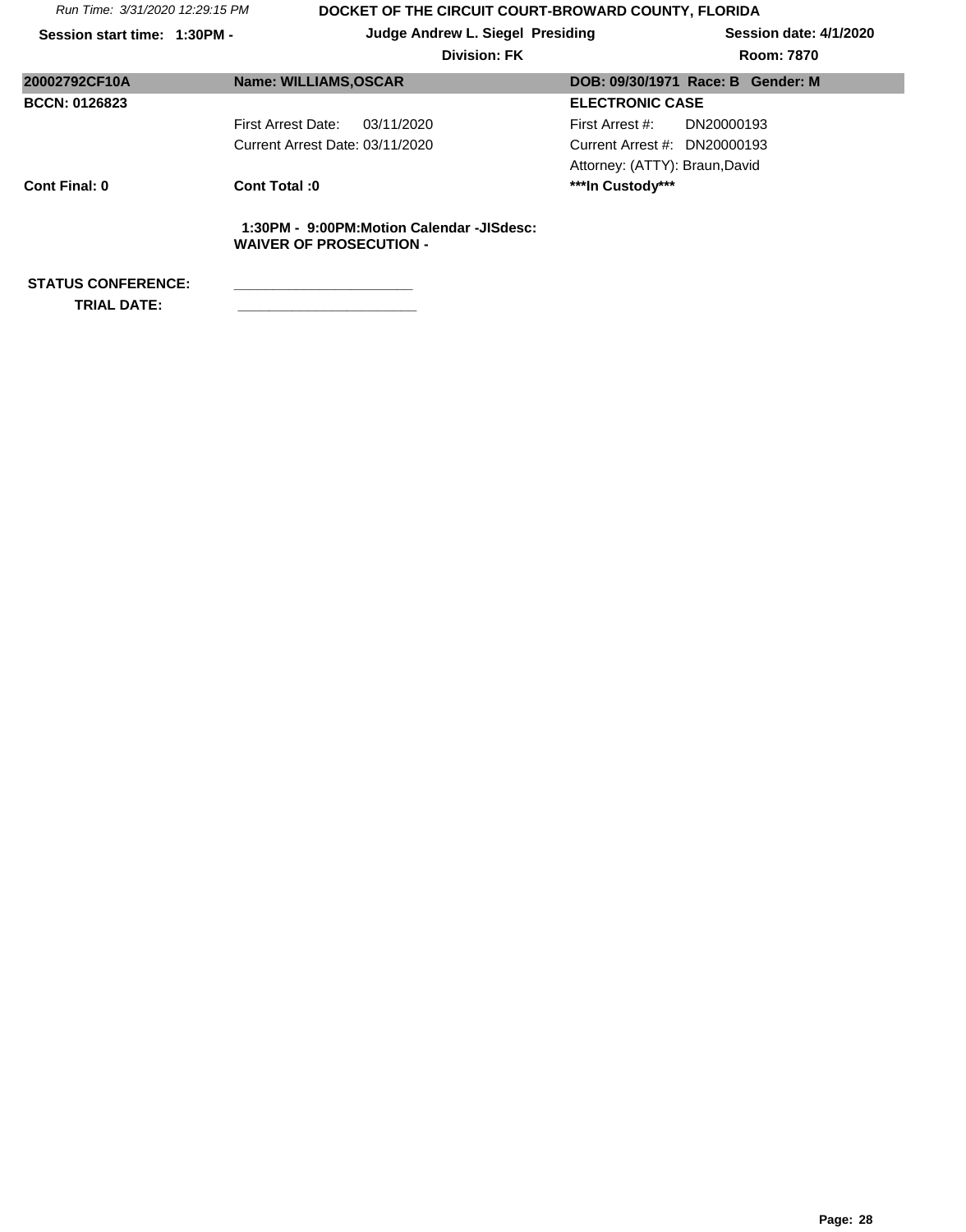| | | |
|---|---|---|
| **20002792CF10A** | **Name: WILLIAMS,OSCAR** | **DOB: 09/30/1971 Race: B Gender: M** |
| **BCCN: 0126823** | | **ELECTRONIC CASE** |
| | First Arrest Date: 03/11/2020 | First Arrest #: DN20000193 |
| | Current Arrest Date: 03/11/2020 | Current Arrest #: DN20000193 |
| | | Attorney: (ATTY): Braun,David |
| **Cont Final: 0** | **Cont Total :0** | **\*\*\*In Custody\*\*\*** |

**1:30PM - 9:00PM:Motion Calendar -JISdesc: WAIVER OF PROSECUTION -**

**STATUS CONFERENCE:** ______________________

**TRIAL DATE:** ______________________